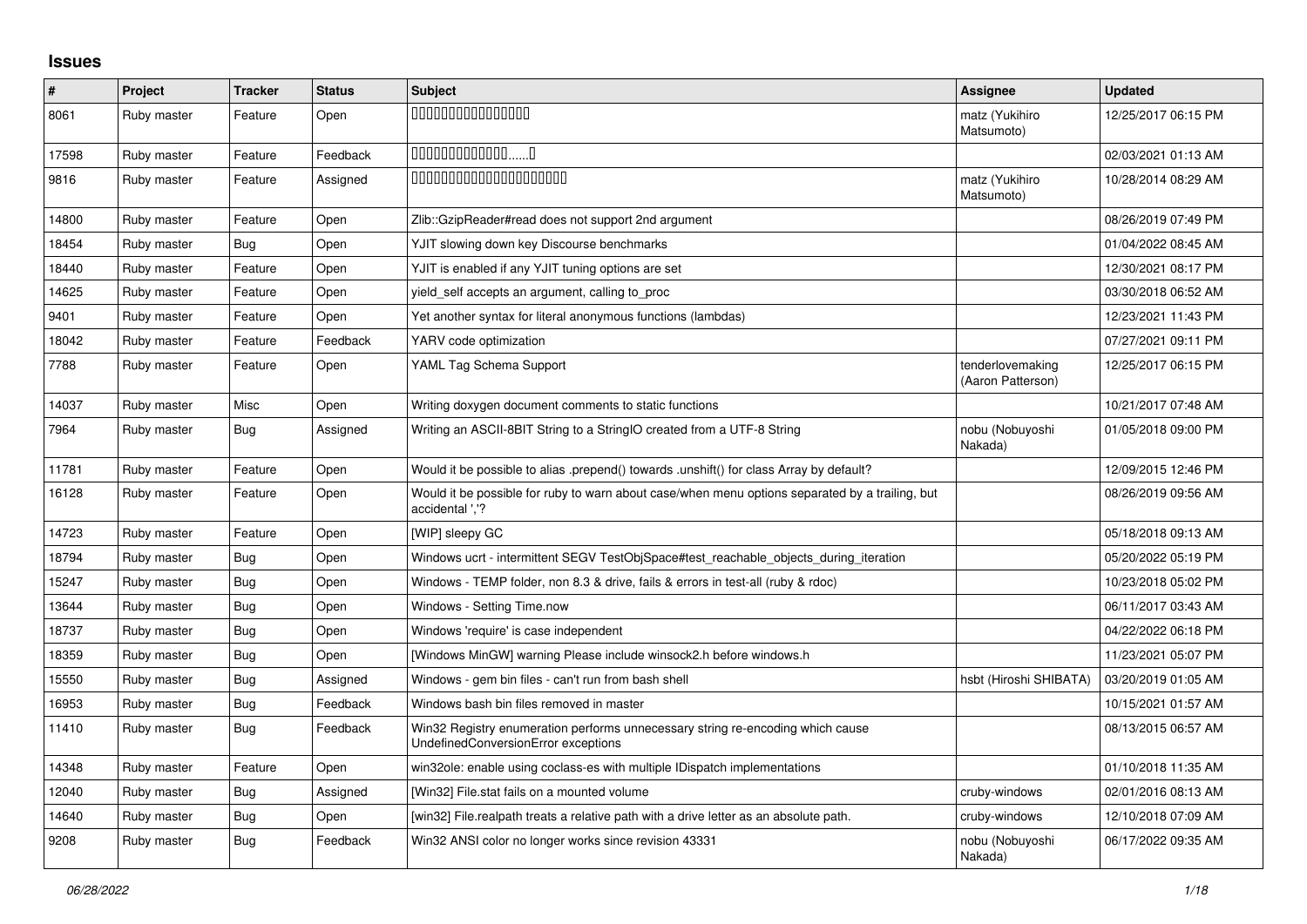## Issues

| # | Project | Tracker | Status | Subject | Assignee | Updated |
|---|---|---|---|---|---|---|
| 8061 | Ruby master | Feature | Open | □□□□□□□□□□□□□□□□□ | matz (Yukihiro Matsumoto) | 12/25/2017 06:15 PM |
| 17598 | Ruby master | Feature | Feedback | □□□□□□□□□□□□□......□ | | 02/03/2021 01:13 AM |
| 9816 | Ruby master | Feature | Assigned | □□□□□□□□□□□□□□□□□□□□□□ | matz (Yukihiro Matsumoto) | 10/28/2014 08:29 AM |
| 14800 | Ruby master | Feature | Open | Zlib::GzipReader#read does not support 2nd argument | | 08/26/2019 07:49 PM |
| 18454 | Ruby master | Bug | Open | YJIT slowing down key Discourse benchmarks | | 01/04/2022 08:45 AM |
| 18440 | Ruby master | Feature | Open | YJIT is enabled if any YJIT tuning options are set | | 12/30/2021 08:17 PM |
| 14625 | Ruby master | Feature | Open | yield_self accepts an argument, calling to_proc | | 03/30/2018 06:52 AM |
| 9401 | Ruby master | Feature | Open | Yet another syntax for literal anonymous functions (lambdas) | | 12/23/2021 11:43 PM |
| 18042 | Ruby master | Feature | Feedback | YARV code optimization | | 07/27/2021 09:11 PM |
| 7788 | Ruby master | Feature | Open | YAML Tag Schema Support | tenderlovemaking (Aaron Patterson) | 12/25/2017 06:15 PM |
| 14037 | Ruby master | Misc | Open | Writing doxygen document comments to static functions | | 10/21/2017 07:48 AM |
| 7964 | Ruby master | Bug | Assigned | Writing an ASCII-8BIT String to a StringIO created from a UTF-8 String | nobu (Nobuyoshi Nakada) | 01/05/2018 09:00 PM |
| 11781 | Ruby master | Feature | Open | Would it be possible to alias .prepend() towards .unshift() for class Array by default? | | 12/09/2015 12:46 PM |
| 16128 | Ruby master | Feature | Open | Would it be possible for ruby to warn about case/when menu options separated by a trailing, but accidental ','? | | 08/26/2019 09:56 AM |
| 14723 | Ruby master | Feature | Open | [WIP] sleepy GC | | 05/18/2018 09:13 AM |
| 18794 | Ruby master | Bug | Open | Windows ucrt - intermittent SEGV TestObjSpace#test_reachable_objects_during_iteration | | 05/20/2022 05:19 PM |
| 15247 | Ruby master | Bug | Open | Windows - TEMP folder, non 8.3 & drive, fails & errors in test-all (ruby & rdoc) | | 10/23/2018 05:02 PM |
| 13644 | Ruby master | Bug | Open | Windows - Setting Time.now | | 06/11/2017 03:43 AM |
| 18737 | Ruby master | Bug | Open | Windows 'require' is case independent | | 04/22/2022 06:18 PM |
| 18359 | Ruby master | Bug | Open | [Windows MinGW] warning Please include winsock2.h before windows.h | | 11/23/2021 05:07 PM |
| 15550 | Ruby master | Bug | Assigned | Windows - gem bin files - can't run from bash shell | hsbt (Hiroshi SHIBATA) | 03/20/2019 01:05 AM |
| 16953 | Ruby master | Bug | Feedback | Windows bash bin files removed in master | | 10/15/2021 01:57 AM |
| 11410 | Ruby master | Bug | Feedback | Win32 Registry enumeration performs unnecessary string re-encoding which cause UndefinedConversionError exceptions | | 08/13/2015 06:57 AM |
| 14348 | Ruby master | Feature | Open | win32ole: enable using coclass-es with multiple IDispatch implementations | | 01/10/2018 11:35 AM |
| 12040 | Ruby master | Bug | Assigned | [Win32] File.stat fails on a mounted volume | cruby-windows | 02/01/2016 08:13 AM |
| 14640 | Ruby master | Bug | Open | [win32] File.realpath treats a relative path with a drive letter as an absolute path. | cruby-windows | 12/10/2018 07:09 AM |
| 9208 | Ruby master | Bug | Feedback | Win32 ANSI color no longer works since revision 43331 | nobu (Nobuyoshi Nakada) | 06/17/2022 09:35 AM |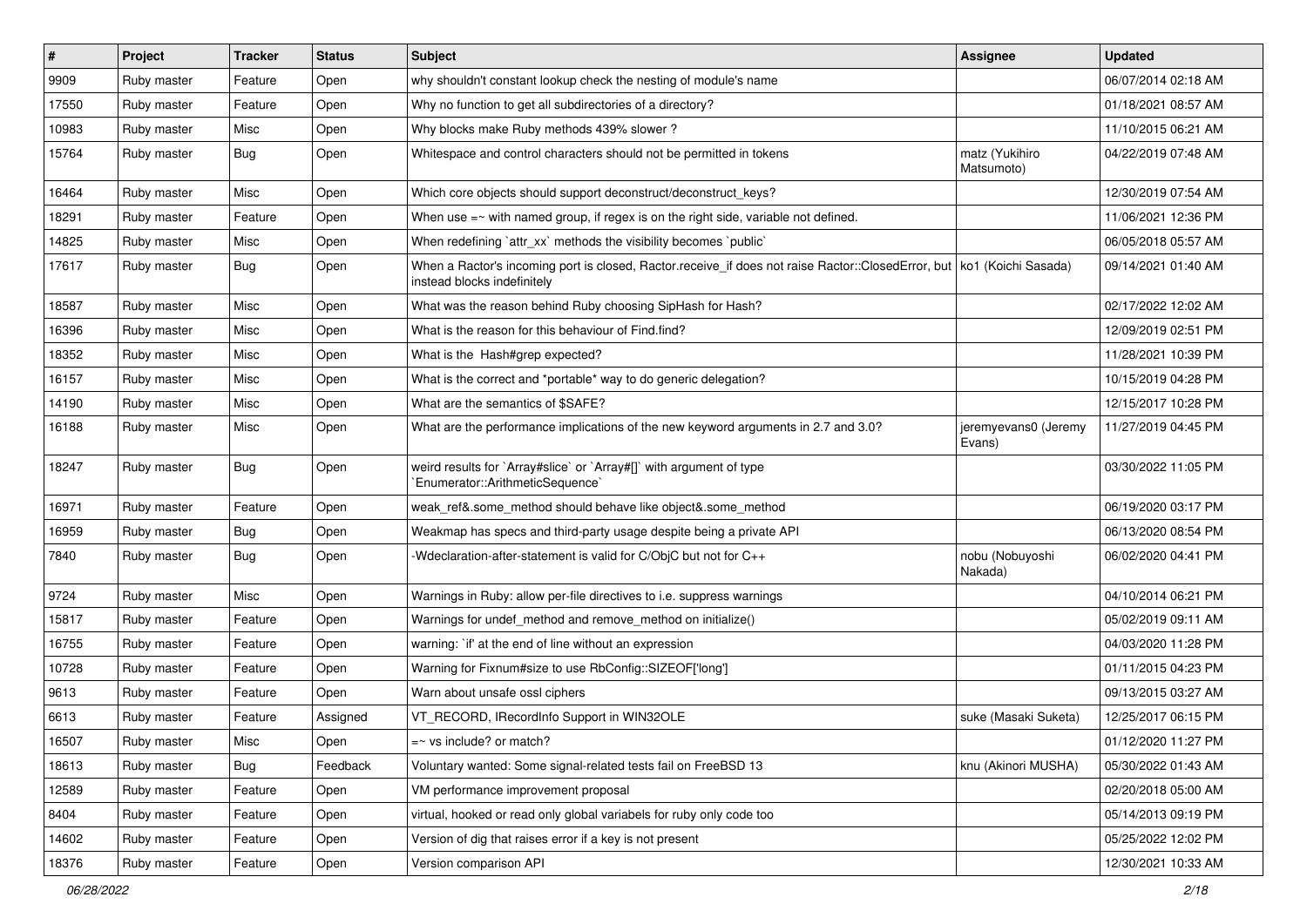| # | Project | Tracker | Status | Subject | Assignee | Updated |
|---|---|---|---|---|---|---|
| 9909 | Ruby master | Feature | Open | why shouldn't constant lookup check the nesting of module's name | | 06/07/2014 02:18 AM |
| 17550 | Ruby master | Feature | Open | Why no function to get all subdirectories of a directory? | | 01/18/2021 08:57 AM |
| 10983 | Ruby master | Misc | Open | Why blocks make Ruby methods 439% slower ? | | 11/10/2015 06:21 AM |
| 15764 | Ruby master | Bug | Open | Whitespace and control characters should not be permitted in tokens | matz (Yukihiro Matsumoto) | 04/22/2019 07:48 AM |
| 16464 | Ruby master | Misc | Open | Which core objects should support deconstruct/deconstruct_keys? | | 12/30/2019 07:54 AM |
| 18291 | Ruby master | Feature | Open | When use =~ with named group, if regex is on the right side, variable not defined. | | 11/06/2021 12:36 PM |
| 14825 | Ruby master | Misc | Open | When redefining `attr_xx` methods the visibility becomes `public` | | 06/05/2018 05:57 AM |
| 17617 | Ruby master | Bug | Open | When a Ractor's incoming port is closed, Ractor.receive_if does not raise Ractor::ClosedError, but instead blocks indefinitely | ko1 (Koichi Sasada) | 09/14/2021 01:40 AM |
| 18587 | Ruby master | Misc | Open | What was the reason behind Ruby choosing SipHash for Hash? | | 02/17/2022 12:02 AM |
| 16396 | Ruby master | Misc | Open | What is the reason for this behaviour of Find.find? | | 12/09/2019 02:51 PM |
| 18352 | Ruby master | Misc | Open | What is the Hash#grep expected? | | 11/28/2021 10:39 PM |
| 16157 | Ruby master | Misc | Open | What is the correct and *portable* way to do generic delegation? | | 10/15/2019 04:28 PM |
| 14190 | Ruby master | Misc | Open | What are the semantics of $SAFE? | | 12/15/2017 10:28 PM |
| 16188 | Ruby master | Misc | Open | What are the performance implications of the new keyword arguments in 2.7 and 3.0? | jeremyevans0 (Jeremy Evans) | 11/27/2019 04:45 PM |
| 18247 | Ruby master | Bug | Open | weird results for `Array#slice` or `Array#[]` with argument of type `Enumerator::ArithmeticSequence` | | 03/30/2022 11:05 PM |
| 16971 | Ruby master | Feature | Open | weak_ref&.some_method should behave like object&.some_method | | 06/19/2020 03:17 PM |
| 16959 | Ruby master | Bug | Open | Weakmap has specs and third-party usage despite being a private API | | 06/13/2020 08:54 PM |
| 7840 | Ruby master | Bug | Open | -Wdeclaration-after-statement is valid for C/ObjC but not for C++ | nobu (Nobuyoshi Nakada) | 06/02/2020 04:41 PM |
| 9724 | Ruby master | Misc | Open | Warnings in Ruby: allow per-file directives to i.e. suppress warnings | | 04/10/2014 06:21 PM |
| 15817 | Ruby master | Feature | Open | Warnings for undef_method and remove_method on initialize() | | 05/02/2019 09:11 AM |
| 16755 | Ruby master | Feature | Open | warning: `if' at the end of line without an expression | | 04/03/2020 11:28 PM |
| 10728 | Ruby master | Feature | Open | Warning for Fixnum#size to use RbConfig::SIZEOF['long'] | | 01/11/2015 04:23 PM |
| 9613 | Ruby master | Feature | Open | Warn about unsafe ossl ciphers | | 09/13/2015 03:27 AM |
| 6613 | Ruby master | Feature | Assigned | VT_RECORD, IRecordInfo Support in WIN32OLE | suke (Masaki Suketa) | 12/25/2017 06:15 PM |
| 16507 | Ruby master | Misc | Open | =~ vs include? or match? | | 01/12/2020 11:27 PM |
| 18613 | Ruby master | Bug | Feedback | Voluntary wanted: Some signal-related tests fail on FreeBSD 13 | knu (Akinori MUSHA) | 05/30/2022 01:43 AM |
| 12589 | Ruby master | Feature | Open | VM performance improvement proposal | | 02/20/2018 05:00 AM |
| 8404 | Ruby master | Feature | Open | virtual, hooked or read only global variabels for ruby only code too | | 05/14/2013 09:19 PM |
| 14602 | Ruby master | Feature | Open | Version of dig that raises error if a key is not present | | 05/25/2022 12:02 PM |
| 18376 | Ruby master | Feature | Open | Version comparison API | | 12/30/2021 10:33 AM |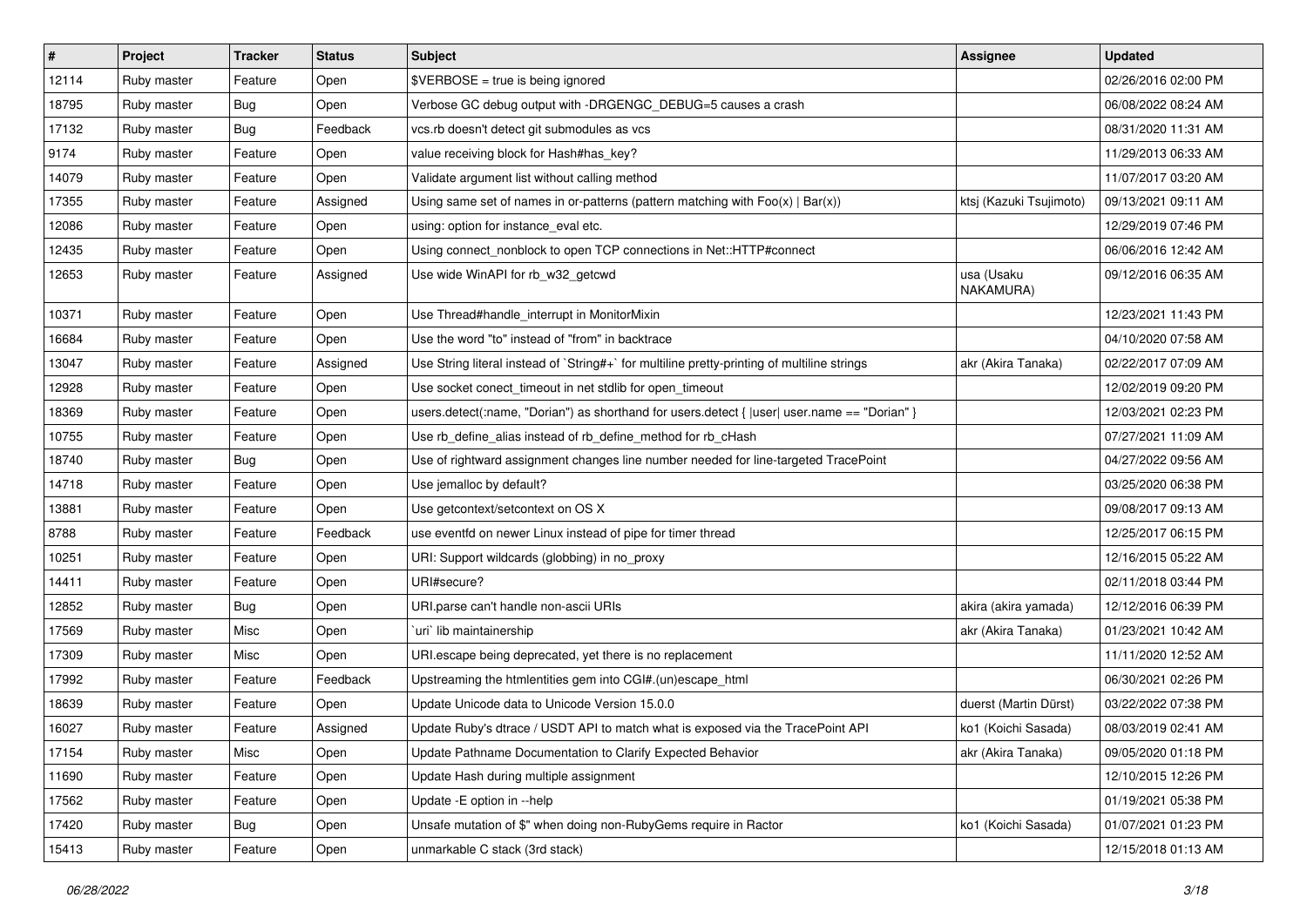| # | Project | Tracker | Status | Subject | Assignee | Updated |
|---|---|---|---|---|---|---|
| 12114 | Ruby master | Feature | Open | $VERBOSE = true is being ignored | | 02/26/2016 02:00 PM |
| 18795 | Ruby master | Bug | Open | Verbose GC debug output with -DRGENGC_DEBUG=5 causes a crash | | 06/08/2022 08:24 AM |
| 17132 | Ruby master | Bug | Feedback | vcs.rb doesn't detect git submodules as vcs | | 08/31/2020 11:31 AM |
| 9174 | Ruby master | Feature | Open | value receiving block for Hash#has_key? | | 11/29/2013 06:33 AM |
| 14079 | Ruby master | Feature | Open | Validate argument list without calling method | | 11/07/2017 03:20 AM |
| 17355 | Ruby master | Feature | Assigned | Using same set of names in or-patterns (pattern matching with Foo(x) \| Bar(x)) | ktsj (Kazuki Tsujimoto) | 09/13/2021 09:11 AM |
| 12086 | Ruby master | Feature | Open | using: option for instance_eval etc. | | 12/29/2019 07:46 PM |
| 12435 | Ruby master | Feature | Open | Using connect_nonblock to open TCP connections in Net::HTTP#connect | | 06/06/2016 12:42 AM |
| 12653 | Ruby master | Feature | Assigned | Use wide WinAPI for rb_w32_getcwd | usa (Usaku NAKAMURA) | 09/12/2016 06:35 AM |
| 10371 | Ruby master | Feature | Open | Use Thread#handle_interrupt in MonitorMixin | | 12/23/2021 11:43 PM |
| 16684 | Ruby master | Feature | Open | Use the word "to" instead of "from" in backtrace | | 04/10/2020 07:58 AM |
| 13047 | Ruby master | Feature | Assigned | Use String literal instead of `String#+` for multiline pretty-printing of multiline strings | akr (Akira Tanaka) | 02/22/2017 07:09 AM |
| 12928 | Ruby master | Feature | Open | Use socket conect_timeout in net stdlib for open_timeout | | 12/02/2019 09:20 PM |
| 18369 | Ruby master | Feature | Open | users.detect(:name, "Dorian") as shorthand for users.detect { \|user\| user.name == "Dorian" } | | 12/03/2021 02:23 PM |
| 10755 | Ruby master | Feature | Open | Use rb_define_alias instead of rb_define_method for rb_cHash | | 07/27/2021 11:09 AM |
| 18740 | Ruby master | Bug | Open | Use of rightward assignment changes line number needed for line-targeted TracePoint | | 04/27/2022 09:56 AM |
| 14718 | Ruby master | Feature | Open | Use jemalloc by default? | | 03/25/2020 06:38 PM |
| 13881 | Ruby master | Feature | Open | Use getcontext/setcontext on OS X | | 09/08/2017 09:13 AM |
| 8788 | Ruby master | Feature | Feedback | use eventfd on newer Linux instead of pipe for timer thread | | 12/25/2017 06:15 PM |
| 10251 | Ruby master | Feature | Open | URI: Support wildcards (globbing) in no_proxy | | 12/16/2015 05:22 AM |
| 14411 | Ruby master | Feature | Open | URI#secure? | | 02/11/2018 03:44 PM |
| 12852 | Ruby master | Bug | Open | URI.parse can't handle non-ascii URIs | akira (akira yamada) | 12/12/2016 06:39 PM |
| 17569 | Ruby master | Misc | Open | `uri` lib maintainership | akr (Akira Tanaka) | 01/23/2021 10:42 AM |
| 17309 | Ruby master | Misc | Open | URI.escape being deprecated, yet there is no replacement | | 11/11/2020 12:52 AM |
| 17992 | Ruby master | Feature | Feedback | Upstreaming the htmlentities gem into CGI#.(un)escape_html | | 06/30/2021 02:26 PM |
| 18639 | Ruby master | Feature | Open | Update Unicode data to Unicode Version 15.0.0 | duerst (Martin Dürst) | 03/22/2022 07:38 PM |
| 16027 | Ruby master | Feature | Assigned | Update Ruby's dtrace / USDT API to match what is exposed via the TracePoint API | ko1 (Koichi Sasada) | 08/03/2019 02:41 AM |
| 17154 | Ruby master | Misc | Open | Update Pathname Documentation to Clarify Expected Behavior | akr (Akira Tanaka) | 09/05/2020 01:18 PM |
| 11690 | Ruby master | Feature | Open | Update Hash during multiple assignment | | 12/10/2015 12:26 PM |
| 17562 | Ruby master | Feature | Open | Update -E option in --help | | 01/19/2021 05:38 PM |
| 17420 | Ruby master | Bug | Open | Unsafe mutation of $" when doing non-RubyGems require in Ractor | ko1 (Koichi Sasada) | 01/07/2021 01:23 PM |
| 15413 | Ruby master | Feature | Open | unmarkable C stack (3rd stack) | | 12/15/2018 01:13 AM |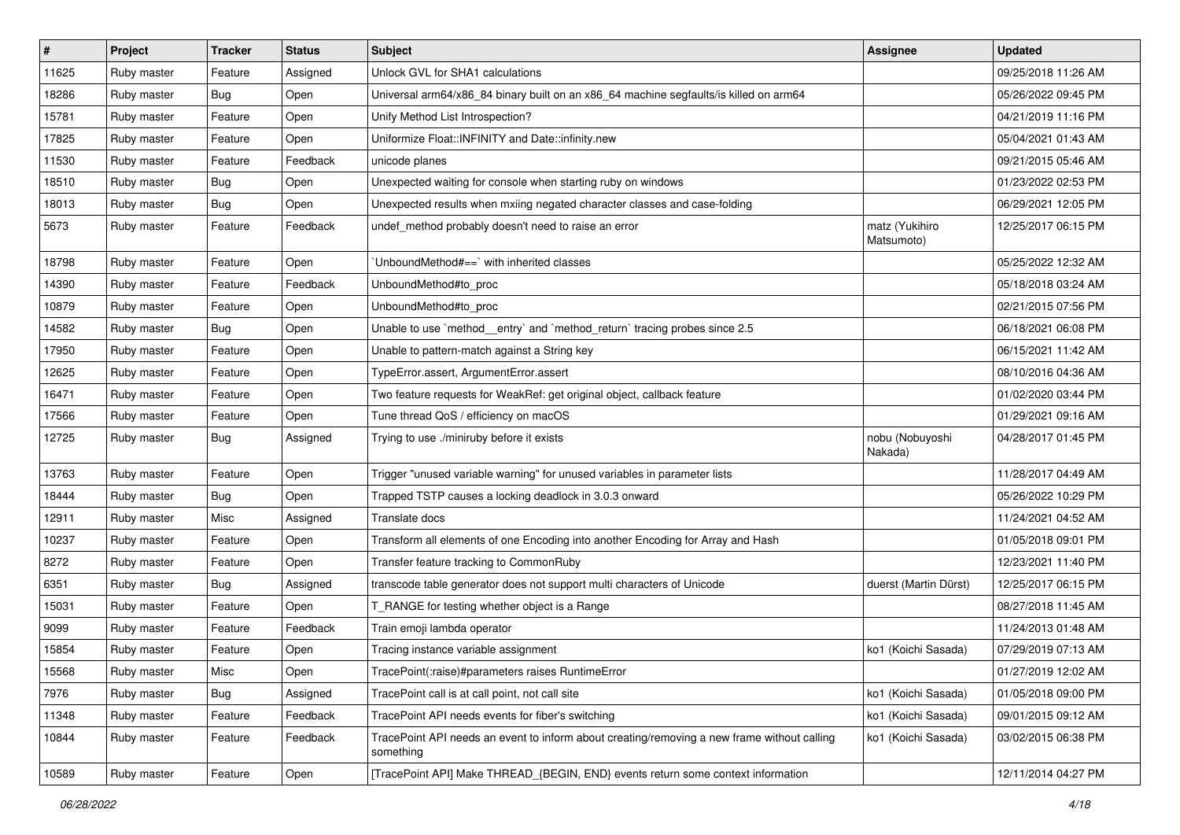| # | Project | Tracker | Status | Subject | Assignee | Updated |
|---|---|---|---|---|---|---|
| 11625 | Ruby master | Feature | Assigned | Unlock GVL for SHA1 calculations | | 09/25/2018 11:26 AM |
| 18286 | Ruby master | Bug | Open | Universal arm64/x86_84 binary built on an x86_64 machine segfaults/is killed on arm64 | | 05/26/2022 09:45 PM |
| 15781 | Ruby master | Feature | Open | Unify Method List Introspection? | | 04/21/2019 11:16 PM |
| 17825 | Ruby master | Feature | Open | Uniformize Float::INFINITY and Date::infinity.new | | 05/04/2021 01:43 AM |
| 11530 | Ruby master | Feature | Feedback | unicode planes | | 09/21/2015 05:46 AM |
| 18510 | Ruby master | Bug | Open | Unexpected waiting for console when starting ruby on windows | | 01/23/2022 02:53 PM |
| 18013 | Ruby master | Bug | Open | Unexpected results when mxiing negated character classes and case-folding | | 06/29/2021 12:05 PM |
| 5673 | Ruby master | Feature | Feedback | undef_method probably doesn't need to raise an error | matz (Yukihiro Matsumoto) | 12/25/2017 06:15 PM |
| 18798 | Ruby master | Feature | Open | `UnboundMethod#==` with inherited classes | | 05/25/2022 12:32 AM |
| 14390 | Ruby master | Feature | Feedback | UnboundMethod#to_proc | | 05/18/2018 03:24 AM |
| 10879 | Ruby master | Feature | Open | UnboundMethod#to_proc | | 02/21/2015 07:56 PM |
| 14582 | Ruby master | Bug | Open | Unable to use `method__entry` and `method_return` tracing probes since 2.5 | | 06/18/2021 06:08 PM |
| 17950 | Ruby master | Feature | Open | Unable to pattern-match against a String key | | 06/15/2021 11:42 AM |
| 12625 | Ruby master | Feature | Open | TypeError.assert, ArgumentError.assert | | 08/10/2016 04:36 AM |
| 16471 | Ruby master | Feature | Open | Two feature requests for WeakRef: get original object, callback feature | | 01/02/2020 03:44 PM |
| 17566 | Ruby master | Feature | Open | Tune thread QoS / efficiency on macOS | | 01/29/2021 09:16 AM |
| 12725 | Ruby master | Bug | Assigned | Trying to use ./miniruby before it exists | nobu (Nobuyoshi Nakada) | 04/28/2017 01:45 PM |
| 13763 | Ruby master | Feature | Open | Trigger "unused variable warning" for unused variables in parameter lists | | 11/28/2017 04:49 AM |
| 18444 | Ruby master | Bug | Open | Trapped TSTP causes a locking deadlock in 3.0.3 onward | | 05/26/2022 10:29 PM |
| 12911 | Ruby master | Misc | Assigned | Translate docs | | 11/24/2021 04:52 AM |
| 10237 | Ruby master | Feature | Open | Transform all elements of one Encoding into another Encoding for Array and Hash | | 01/05/2018 09:01 PM |
| 8272 | Ruby master | Feature | Open | Transfer feature tracking to CommonRuby | | 12/23/2021 11:40 PM |
| 6351 | Ruby master | Bug | Assigned | transcode table generator does not support multi characters of Unicode | duerst (Martin Dürst) | 12/25/2017 06:15 PM |
| 15031 | Ruby master | Feature | Open | T_RANGE for testing whether object is a Range | | 08/27/2018 11:45 AM |
| 9099 | Ruby master | Feature | Feedback | Train emoji lambda operator | | 11/24/2013 01:48 AM |
| 15854 | Ruby master | Feature | Open | Tracing instance variable assignment | ko1 (Koichi Sasada) | 07/29/2019 07:13 AM |
| 15568 | Ruby master | Misc | Open | TracePoint(:raise)#parameters raises RuntimeError | | 01/27/2019 12:02 AM |
| 7976 | Ruby master | Bug | Assigned | TracePoint call is at call point, not call site | ko1 (Koichi Sasada) | 01/05/2018 09:00 PM |
| 11348 | Ruby master | Feature | Feedback | TracePoint API needs events for fiber's switching | ko1 (Koichi Sasada) | 09/01/2015 09:12 AM |
| 10844 | Ruby master | Feature | Feedback | TracePoint API needs an event to inform about creating/removing a new frame without calling something | ko1 (Koichi Sasada) | 03/02/2015 06:38 PM |
| 10589 | Ruby master | Feature | Open | [TracePoint API] Make THREAD_{BEGIN, END} events return some context information | | 12/11/2014 04:27 PM |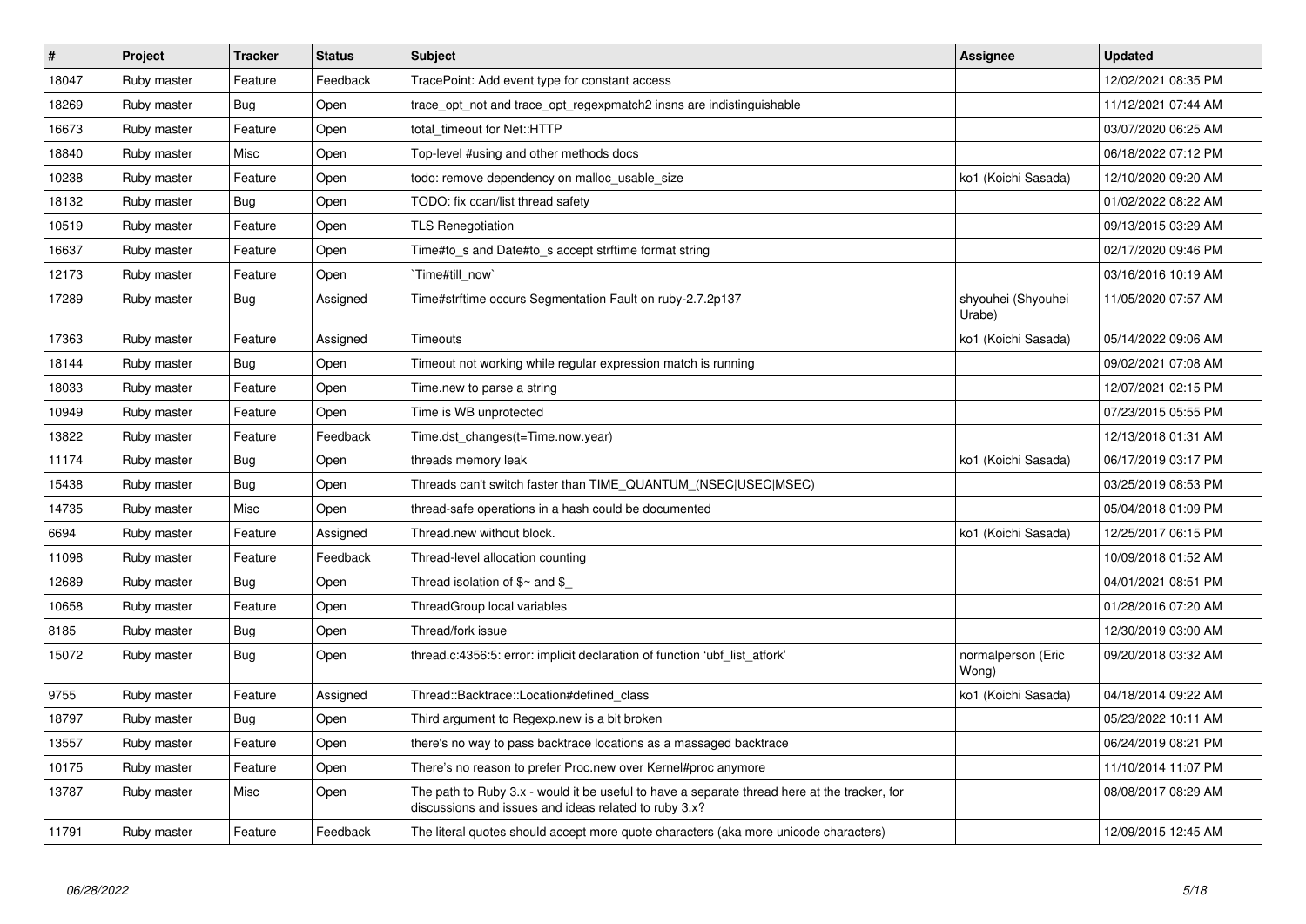| # | Project | Tracker | Status | Subject | Assignee | Updated |
|---|---|---|---|---|---|---|
| 18047 | Ruby master | Feature | Feedback | TracePoint: Add event type for constant access | | 12/02/2021 08:35 PM |
| 18269 | Ruby master | Bug | Open | trace_opt_not and trace_opt_regexpmatch2 insns are indistinguishable | | 11/12/2021 07:44 AM |
| 16673 | Ruby master | Feature | Open | total_timeout for Net::HTTP | | 03/07/2020 06:25 AM |
| 18840 | Ruby master | Misc | Open | Top-level #using and other methods docs | | 06/18/2022 07:12 PM |
| 10238 | Ruby master | Feature | Open | todo: remove dependency on malloc_usable_size | ko1 (Koichi Sasada) | 12/10/2020 09:20 AM |
| 18132 | Ruby master | Bug | Open | TODO: fix ccan/list thread safety | | 01/02/2022 08:22 AM |
| 10519 | Ruby master | Feature | Open | TLS Renegotiation | | 09/13/2015 03:29 AM |
| 16637 | Ruby master | Feature | Open | Time#to_s and Date#to_s accept strftime format string | | 02/17/2020 09:46 PM |
| 12173 | Ruby master | Feature | Open | `Time#till_now` | | 03/16/2016 10:19 AM |
| 17289 | Ruby master | Bug | Assigned | Time#strftime occurs Segmentation Fault on ruby-2.7.2p137 | shyouhei (Shyouhei Urabe) | 11/05/2020 07:57 AM |
| 17363 | Ruby master | Feature | Assigned | Timeouts | ko1 (Koichi Sasada) | 05/14/2022 09:06 AM |
| 18144 | Ruby master | Bug | Open | Timeout not working while regular expression match is running | | 09/02/2021 07:08 AM |
| 18033 | Ruby master | Feature | Open | Time.new to parse a string | | 12/07/2021 02:15 PM |
| 10949 | Ruby master | Feature | Open | Time is WB unprotected | | 07/23/2015 05:55 PM |
| 13822 | Ruby master | Feature | Feedback | Time.dst_changes(t=Time.now.year) | | 12/13/2018 01:31 AM |
| 11174 | Ruby master | Bug | Open | threads memory leak | ko1 (Koichi Sasada) | 06/17/2019 03:17 PM |
| 15438 | Ruby master | Bug | Open | Threads can't switch faster than TIME_QUANTUM_(NSEC\|USEC\|MSEC) | | 03/25/2019 08:53 PM |
| 14735 | Ruby master | Misc | Open | thread-safe operations in a hash could be documented | | 05/04/2018 01:09 PM |
| 6694 | Ruby master | Feature | Assigned | Thread.new without block. | ko1 (Koichi Sasada) | 12/25/2017 06:15 PM |
| 11098 | Ruby master | Feature | Feedback | Thread-level allocation counting | | 10/09/2018 01:52 AM |
| 12689 | Ruby master | Bug | Open | Thread isolation of $~ and $_ | | 04/01/2021 08:51 PM |
| 10658 | Ruby master | Feature | Open | ThreadGroup local variables | | 01/28/2016 07:20 AM |
| 8185 | Ruby master | Bug | Open | Thread/fork issue | | 12/30/2019 03:00 AM |
| 15072 | Ruby master | Bug | Open | thread.c:4356:5: error: implicit declaration of function 'ubf_list_atfork' | normalperson (Eric Wong) | 09/20/2018 03:32 AM |
| 9755 | Ruby master | Feature | Assigned | Thread::Backtrace::Location#defined_class | ko1 (Koichi Sasada) | 04/18/2014 09:22 AM |
| 18797 | Ruby master | Bug | Open | Third argument to Regexp.new is a bit broken | | 05/23/2022 10:11 AM |
| 13557 | Ruby master | Feature | Open | there's no way to pass backtrace locations as a massaged backtrace | | 06/24/2019 08:21 PM |
| 10175 | Ruby master | Feature | Open | There's no reason to prefer Proc.new over Kernel#proc anymore | | 11/10/2014 11:07 PM |
| 13787 | Ruby master | Misc | Open | The path to Ruby 3.x - would it be useful to have a separate thread here at the tracker, for discussions and issues and ideas related to ruby 3.x? | | 08/08/2017 08:29 AM |
| 11791 | Ruby master | Feature | Feedback | The literal quotes should accept more quote characters (aka more unicode characters) | | 12/09/2015 12:45 AM |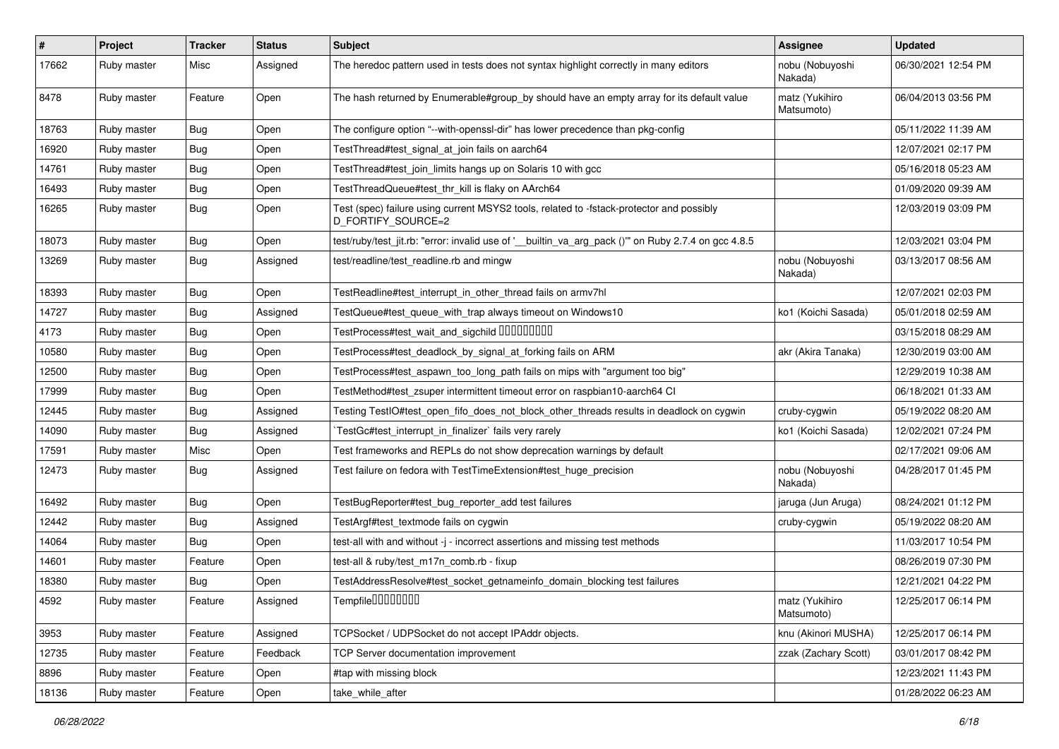| # | Project | Tracker | Status | Subject | Assignee | Updated |
|---|---|---|---|---|---|---|
| 17662 | Ruby master | Misc | Assigned | The heredoc pattern used in tests does not syntax highlight correctly in many editors | nobu (Nobuyoshi Nakada) | 06/30/2021 12:54 PM |
| 8478 | Ruby master | Feature | Open | The hash returned by Enumerable#group_by should have an empty array for its default value | matz (Yukihiro Matsumoto) | 06/04/2013 03:56 PM |
| 18763 | Ruby master | Bug | Open | The configure option "--with-openssl-dir" has lower precedence than pkg-config | | 05/11/2022 11:39 AM |
| 16920 | Ruby master | Bug | Open | TestThread#test_signal_at_join fails on aarch64 | | 12/07/2021 02:17 PM |
| 14761 | Ruby master | Bug | Open | TestThread#test_join_limits hangs up on Solaris 10 with gcc | | 05/16/2018 05:23 AM |
| 16493 | Ruby master | Bug | Open | TestThreadQueue#test_thr_kill is flaky on AArch64 | | 01/09/2020 09:39 AM |
| 16265 | Ruby master | Bug | Open | Test (spec) failure using current MSYS2 tools, related to -fstack-protector and possibly D_FORTIFY_SOURCE=2 | | 12/03/2019 03:09 PM |
| 18073 | Ruby master | Bug | Open | test/ruby/test_jit.rb: "error: invalid use of '__builtin_va_arg_pack ()'" on Ruby 2.7.4 on gcc 4.8.5 | | 12/03/2021 03:04 PM |
| 13269 | Ruby master | Bug | Assigned | test/readline/test_readline.rb and mingw | nobu (Nobuyoshi Nakada) | 03/13/2017 08:56 AM |
| 18393 | Ruby master | Bug | Open | TestReadline#test_interrupt_in_other_thread fails on armv7hl | | 12/07/2021 02:03 PM |
| 14727 | Ruby master | Bug | Assigned | TestQueue#test_queue_with_trap always timeout on Windows10 | ko1 (Koichi Sasada) | 05/01/2018 02:59 AM |
| 4173 | Ruby master | Bug | Open | TestProcess#test_wait_and_sigchild ���������� | | 03/15/2018 08:29 AM |
| 10580 | Ruby master | Bug | Open | TestProcess#test_deadlock_by_signal_at_forking fails on ARM | akr (Akira Tanaka) | 12/30/2019 03:00 AM |
| 12500 | Ruby master | Bug | Open | TestProcess#test_aspawn_too_long_path fails on mips with "argument too big" | | 12/29/2019 10:38 AM |
| 17999 | Ruby master | Bug | Open | TestMethod#test_zsuper intermittent timeout error on raspbian10-aarch64 CI | | 06/18/2021 01:33 AM |
| 12445 | Ruby master | Bug | Assigned | Testing TestIO#test_open_fifo_does_not_block_other_threads results in deadlock on cygwin | cruby-cygwin | 05/19/2022 08:20 AM |
| 14090 | Ruby master | Bug | Assigned | `TestGc#test_interrupt_in_finalizer` fails very rarely | ko1 (Koichi Sasada) | 12/02/2021 07:24 PM |
| 17591 | Ruby master | Misc | Open | Test frameworks and REPLs do not show deprecation warnings by default | | 02/17/2021 09:06 AM |
| 12473 | Ruby master | Bug | Assigned | Test failure on fedora with TestTimeExtension#test_huge_precision | nobu (Nobuyoshi Nakada) | 04/28/2017 01:45 PM |
| 16492 | Ruby master | Bug | Open | TestBugReporter#test_bug_reporter_add test failures | jaruga (Jun Aruga) | 08/24/2021 01:12 PM |
| 12442 | Ruby master | Bug | Assigned | TestArgf#test_textmode fails on cygwin | cruby-cygwin | 05/19/2022 08:20 AM |
| 14064 | Ruby master | Bug | Open | test-all with and without -j - incorrect assertions and missing test methods | | 11/03/2017 10:54 PM |
| 14601 | Ruby master | Feature | Open | test-all & ruby/test_m17n_comb.rb - fixup | | 08/26/2019 07:30 PM |
| 18380 | Ruby master | Bug | Open | TestAddressResolve#test_socket_getnameinfo_domain_blocking test failures | | 12/21/2021 04:22 PM |
| 4592 | Ruby master | Feature | Assigned | Tempfile�������� | matz (Yukihiro Matsumoto) | 12/25/2017 06:14 PM |
| 3953 | Ruby master | Feature | Assigned | TCPSocket / UDPSocket do not accept IPAddr objects. | knu (Akinori MUSHA) | 12/25/2017 06:14 PM |
| 12735 | Ruby master | Feature | Feedback | TCP Server documentation improvement | zzak (Zachary Scott) | 03/01/2017 08:42 PM |
| 8896 | Ruby master | Feature | Open | #tap with missing block | | 12/23/2021 11:43 PM |
| 18136 | Ruby master | Feature | Open | take_while_after | | 01/28/2022 06:23 AM |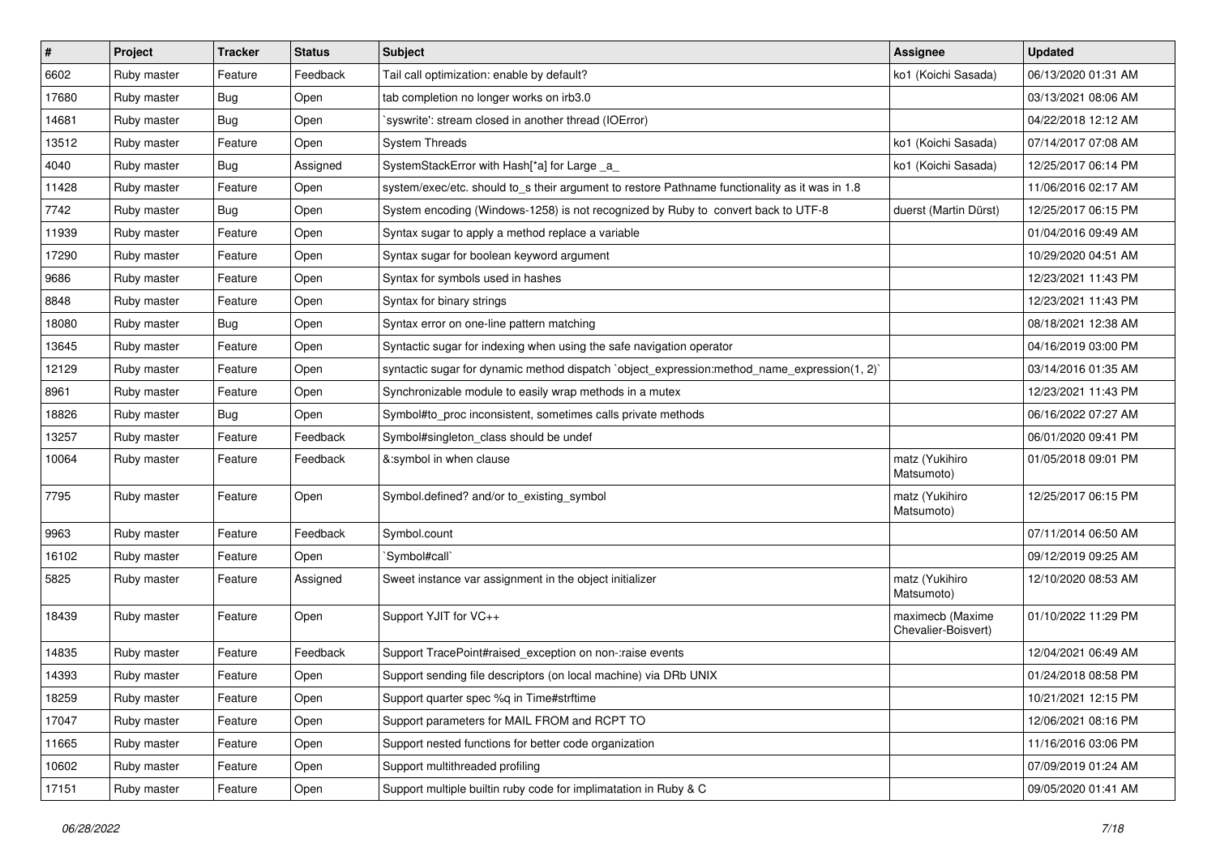| # | Project | Tracker | Status | Subject | Assignee | Updated |
|---|---|---|---|---|---|---|
| 6602 | Ruby master | Feature | Feedback | Tail call optimization: enable by default? | ko1 (Koichi Sasada) | 06/13/2020 01:31 AM |
| 17680 | Ruby master | Bug | Open | tab completion no longer works on irb3.0 | | 03/13/2021 08:06 AM |
| 14681 | Ruby master | Bug | Open | `syswrite': stream closed in another thread (IOError) | | 04/22/2018 12:12 AM |
| 13512 | Ruby master | Feature | Open | System Threads | ko1 (Koichi Sasada) | 07/14/2017 07:08 AM |
| 4040 | Ruby master | Bug | Assigned | SystemStackError with Hash[*a] for Large _a_ | ko1 (Koichi Sasada) | 12/25/2017 06:14 PM |
| 11428 | Ruby master | Feature | Open | system/exec/etc. should to_s their argument to restore Pathname functionality as it was in 1.8 | | 11/06/2016 02:17 AM |
| 7742 | Ruby master | Bug | Open | System encoding (Windows-1258) is not recognized by Ruby to convert back to UTF-8 | duerst (Martin Dürst) | 12/25/2017 06:15 PM |
| 11939 | Ruby master | Feature | Open | Syntax sugar to apply a method replace a variable | | 01/04/2016 09:49 AM |
| 17290 | Ruby master | Feature | Open | Syntax sugar for boolean keyword argument | | 10/29/2020 04:51 AM |
| 9686 | Ruby master | Feature | Open | Syntax for symbols used in hashes | | 12/23/2021 11:43 PM |
| 8848 | Ruby master | Feature | Open | Syntax for binary strings | | 12/23/2021 11:43 PM |
| 18080 | Ruby master | Bug | Open | Syntax error on one-line pattern matching | | 08/18/2021 12:38 AM |
| 13645 | Ruby master | Feature | Open | Syntactic sugar for indexing when using the safe navigation operator | | 04/16/2019 03:00 PM |
| 12129 | Ruby master | Feature | Open | syntactic sugar for dynamic method dispatch `object_expression:method_name_expression(1, 2)` | | 03/14/2016 01:35 AM |
| 8961 | Ruby master | Feature | Open | Synchronizable module to easily wrap methods in a mutex | | 12/23/2021 11:43 PM |
| 18826 | Ruby master | Bug | Open | Symbol#to_proc inconsistent, sometimes calls private methods | | 06/16/2022 07:27 AM |
| 13257 | Ruby master | Feature | Feedback | Symbol#singleton_class should be undef | | 06/01/2020 09:41 PM |
| 10064 | Ruby master | Feature | Feedback | &:symbol in when clause | matz (Yukihiro Matsumoto) | 01/05/2018 09:01 PM |
| 7795 | Ruby master | Feature | Open | Symbol.defined? and/or to_existing_symbol | matz (Yukihiro Matsumoto) | 12/25/2017 06:15 PM |
| 9963 | Ruby master | Feature | Feedback | Symbol.count | | 07/11/2014 06:50 AM |
| 16102 | Ruby master | Feature | Open | `Symbol#call` | | 09/12/2019 09:25 AM |
| 5825 | Ruby master | Feature | Assigned | Sweet instance var assignment in the object initializer | matz (Yukihiro Matsumoto) | 12/10/2020 08:53 AM |
| 18439 | Ruby master | Feature | Open | Support YJIT for VC++ | maximecb (Maxime Chevalier-Boisvert) | 01/10/2022 11:29 PM |
| 14835 | Ruby master | Feature | Feedback | Support TracePoint#raised_exception on non-:raise events | | 12/04/2021 06:49 AM |
| 14393 | Ruby master | Feature | Open | Support sending file descriptors (on local machine) via DRb UNIX | | 01/24/2018 08:58 PM |
| 18259 | Ruby master | Feature | Open | Support quarter spec %q in Time#strftime | | 10/21/2021 12:15 PM |
| 17047 | Ruby master | Feature | Open | Support parameters for MAIL FROM and RCPT TO | | 12/06/2021 08:16 PM |
| 11665 | Ruby master | Feature | Open | Support nested functions for better code organization | | 11/16/2016 03:06 PM |
| 10602 | Ruby master | Feature | Open | Support multithreaded profiling | | 07/09/2019 01:24 AM |
| 17151 | Ruby master | Feature | Open | Support multiple builtin ruby code for implimatation in Ruby & C | | 09/05/2020 01:41 AM |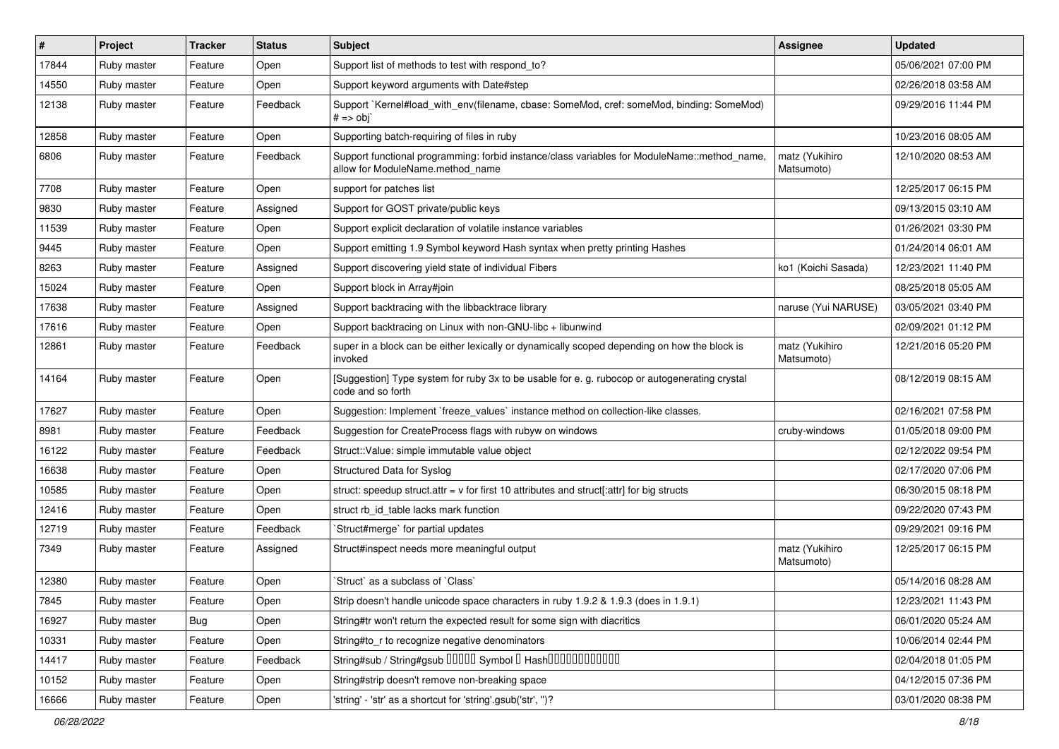| # | Project | Tracker | Status | Subject | Assignee | Updated |
|---|---|---|---|---|---|---|
| 17844 | Ruby master | Feature | Open | Support list of methods to test with respond_to? | | 05/06/2021 07:00 PM |
| 14550 | Ruby master | Feature | Open | Support keyword arguments with Date#step | | 02/26/2018 03:58 AM |
| 12138 | Ruby master | Feature | Feedback | Support `Kernel#load_with_env(filename, cbase: SomeMod, cref: someMod, binding: SomeMod) # => obj` | | 09/29/2016 11:44 PM |
| 12858 | Ruby master | Feature | Open | Supporting batch-requiring of files in ruby | | 10/23/2016 08:05 AM |
| 6806 | Ruby master | Feature | Feedback | Support functional programming: forbid instance/class variables for ModuleName::method_name, allow for ModuleName.method_name | matz (Yukihiro Matsumoto) | 12/10/2020 08:53 AM |
| 7708 | Ruby master | Feature | Open | support for patches list | | 12/25/2017 06:15 PM |
| 9830 | Ruby master | Feature | Assigned | Support for GOST private/public keys | | 09/13/2015 03:10 AM |
| 11539 | Ruby master | Feature | Open | Support explicit declaration of volatile instance variables | | 01/26/2021 03:30 PM |
| 9445 | Ruby master | Feature | Open | Support emitting 1.9 Symbol keyword Hash syntax when pretty printing Hashes | | 01/24/2014 06:01 AM |
| 8263 | Ruby master | Feature | Assigned | Support discovering yield state of individual Fibers | ko1 (Koichi Sasada) | 12/23/2021 11:40 PM |
| 15024 | Ruby master | Feature | Open | Support block in Array#join | | 08/25/2018 05:05 AM |
| 17638 | Ruby master | Feature | Assigned | Support backtracing with the libbacktrace library | naruse (Yui NARUSE) | 03/05/2021 03:40 PM |
| 17616 | Ruby master | Feature | Open | Support backtracing on Linux with non-GNU-libc + libunwind | | 02/09/2021 01:12 PM |
| 12861 | Ruby master | Feature | Feedback | super in a block can be either lexically or dynamically scoped depending on how the block is invoked | matz (Yukihiro Matsumoto) | 12/21/2016 05:20 PM |
| 14164 | Ruby master | Feature | Open | [Suggestion] Type system for ruby 3x to be usable for e. g. rubocop or autogenerating crystal code and so forth | | 08/12/2019 08:15 AM |
| 17627 | Ruby master | Feature | Open | Suggestion: Implement `freeze_values` instance method on collection-like classes. | | 02/16/2021 07:58 PM |
| 8981 | Ruby master | Feature | Feedback | Suggestion for CreateProcess flags with rubyw on windows | cruby-windows | 01/05/2018 09:00 PM |
| 16122 | Ruby master | Feature | Feedback | Struct::Value: simple immutable value object | | 02/12/2022 09:54 PM |
| 16638 | Ruby master | Feature | Open | Structured Data for Syslog | | 02/17/2020 07:06 PM |
| 10585 | Ruby master | Feature | Open | struct: speedup struct.attr = v for first 10 attributes and struct[:attr] for big structs | | 06/30/2015 08:18 PM |
| 12416 | Ruby master | Feature | Open | struct rb_id_table lacks mark function | | 09/22/2020 07:43 PM |
| 12719 | Ruby master | Feature | Feedback | `Struct#merge` for partial updates | | 09/29/2021 09:16 PM |
| 7349 | Ruby master | Feature | Assigned | Struct#inspect needs more meaningful output | matz (Yukihiro Matsumoto) | 12/25/2017 06:15 PM |
| 12380 | Ruby master | Feature | Open | `Struct` as a subclass of `Class` | | 05/14/2016 08:28 AM |
| 7845 | Ruby master | Feature | Open | Strip doesn't handle unicode space characters in ruby 1.9.2 & 1.9.3 (does in 1.9.1) | | 12/23/2021 11:43 PM |
| 16927 | Ruby master | Bug | Open | String#tr won't return the expected result for some sign with diacritics | | 06/01/2020 05:24 AM |
| 10331 | Ruby master | Feature | Open | String#to_r to recognize negative denominators | | 10/06/2014 02:44 PM |
| 14417 | Ruby master | Feature | Feedback | String#sub / String#gsub ����� Symbol � Hash������������ | | 02/04/2018 01:05 PM |
| 10152 | Ruby master | Feature | Open | String#strip doesn't remove non-breaking space | | 04/12/2015 07:36 PM |
| 16666 | Ruby master | Feature | Open | 'string' - 'str' as a shortcut for 'string'.gsub('str', '')? | | 03/01/2020 08:38 PM |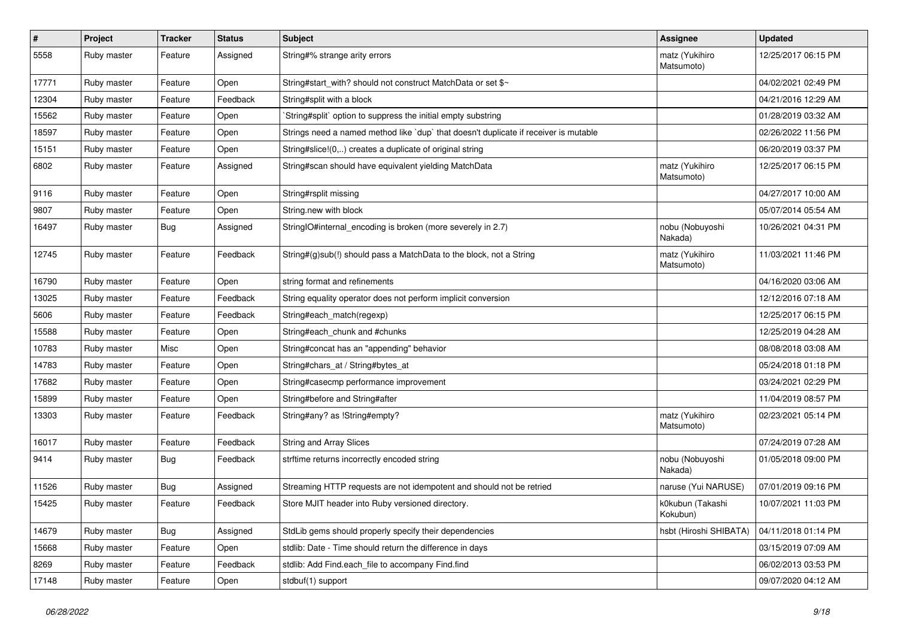| # | Project | Tracker | Status | Subject | Assignee | Updated |
|---|---|---|---|---|---|---|
| 5558 | Ruby master | Feature | Assigned | String#% strange arity errors | matz (Yukihiro Matsumoto) | 12/25/2017 06:15 PM |
| 17771 | Ruby master | Feature | Open | String#start_with? should not construct MatchData or set $~ | | 04/02/2021 02:49 PM |
| 12304 | Ruby master | Feature | Feedback | String#split with a block | | 04/21/2016 12:29 AM |
| 15562 | Ruby master | Feature | Open | `String#split` option to suppress the initial empty substring | | 01/28/2019 03:32 AM |
| 18597 | Ruby master | Feature | Open | Strings need a named method like `dup` that doesn't duplicate if receiver is mutable | | 02/26/2022 11:56 PM |
| 15151 | Ruby master | Feature | Open | String#slice!(0,..) creates a duplicate of original string | | 06/20/2019 03:37 PM |
| 6802 | Ruby master | Feature | Assigned | String#scan should have equivalent yielding MatchData | matz (Yukihiro Matsumoto) | 12/25/2017 06:15 PM |
| 9116 | Ruby master | Feature | Open | String#rsplit missing | | 04/27/2017 10:00 AM |
| 9807 | Ruby master | Feature | Open | String.new with block | | 05/07/2014 05:54 AM |
| 16497 | Ruby master | Bug | Assigned | StringIO#internal_encoding is broken (more severely in 2.7) | nobu (Nobuyoshi Nakada) | 10/26/2021 04:31 PM |
| 12745 | Ruby master | Feature | Feedback | String#(g)sub(!) should pass a MatchData to the block, not a String | matz (Yukihiro Matsumoto) | 11/03/2021 11:46 PM |
| 16790 | Ruby master | Feature | Open | string format and refinements | | 04/16/2020 03:06 AM |
| 13025 | Ruby master | Feature | Feedback | String equality operator does not perform implicit conversion | | 12/12/2016 07:18 AM |
| 5606 | Ruby master | Feature | Feedback | String#each_match(regexp) | | 12/25/2017 06:15 PM |
| 15588 | Ruby master | Feature | Open | String#each_chunk and #chunks | | 12/25/2019 04:28 AM |
| 10783 | Ruby master | Misc | Open | String#concat has an "appending" behavior | | 08/08/2018 03:08 AM |
| 14783 | Ruby master | Feature | Open | String#chars_at / String#bytes_at | | 05/24/2018 01:18 PM |
| 17682 | Ruby master | Feature | Open | String#casecmp performance improvement | | 03/24/2021 02:29 PM |
| 15899 | Ruby master | Feature | Open | String#before and String#after | | 11/04/2019 08:57 PM |
| 13303 | Ruby master | Feature | Feedback | String#any? as !String#empty? | matz (Yukihiro Matsumoto) | 02/23/2021 05:14 PM |
| 16017 | Ruby master | Feature | Feedback | String and Array Slices | | 07/24/2019 07:28 AM |
| 9414 | Ruby master | Bug | Feedback | strftime returns incorrectly encoded string | nobu (Nobuyoshi Nakada) | 01/05/2018 09:00 PM |
| 11526 | Ruby master | Bug | Assigned | Streaming HTTP requests are not idempotent and should not be retried | naruse (Yui NARUSE) | 07/01/2019 09:16 PM |
| 15425 | Ruby master | Feature | Feedback | Store MJIT header into Ruby versioned directory. | k0kubun (Takashi Kokubun) | 10/07/2021 11:03 PM |
| 14679 | Ruby master | Bug | Assigned | StdLib gems should properly specify their dependencies | hsbt (Hiroshi SHIBATA) | 04/11/2018 01:14 PM |
| 15668 | Ruby master | Feature | Open | stdlib: Date - Time should return the difference in days | | 03/15/2019 07:09 AM |
| 8269 | Ruby master | Feature | Feedback | stdlib: Add Find.each_file to accompany Find.find | | 06/02/2013 03:53 PM |
| 17148 | Ruby master | Feature | Open | stdbuf(1) support | | 09/07/2020 04:12 AM |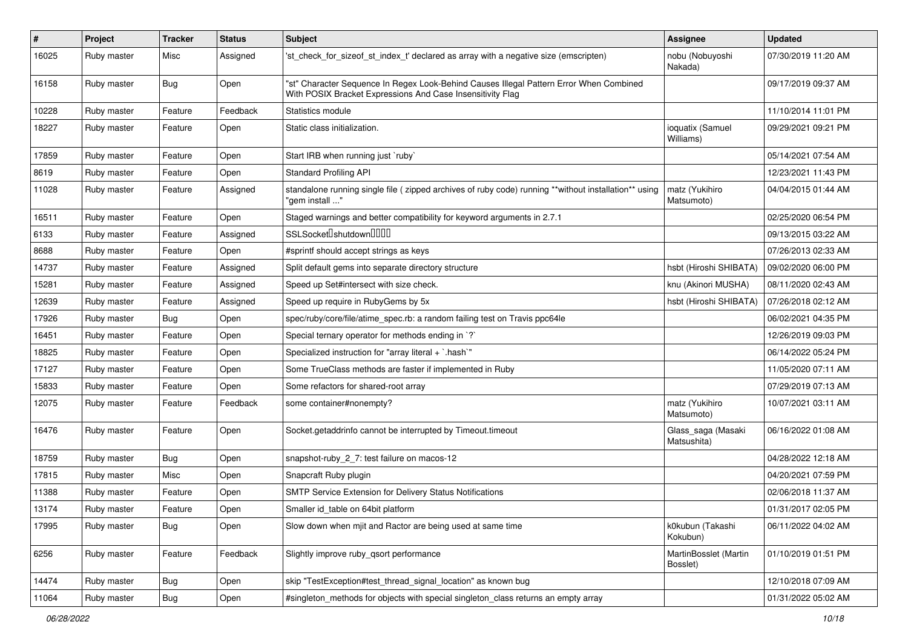| # | Project | Tracker | Status | Subject | Assignee | Updated |
|---|---|---|---|---|---|---|
| 16025 | Ruby master | Misc | Assigned | 'st_check_for_sizeof_st_index_t' declared as array with a negative size (emscripten) | nobu (Nobuyoshi Nakada) | 07/30/2019 11:20 AM |
| 16158 | Ruby master | Bug | Open | "st" Character Sequence In Regex Look-Behind Causes Illegal Pattern Error When Combined With POSIX Bracket Expressions And Case Insensitivity Flag | | 09/17/2019 09:37 AM |
| 10228 | Ruby master | Feature | Feedback | Statistics module | | 11/10/2014 11:01 PM |
| 18227 | Ruby master | Feature | Open | Static class initialization. | ioquatix (Samuel Williams) | 09/29/2021 09:21 PM |
| 17859 | Ruby master | Feature | Open | Start IRB when running just `ruby` | | 05/14/2021 07:54 AM |
| 8619 | Ruby master | Feature | Open | Standard Profiling API | | 12/23/2021 11:43 PM |
| 11028 | Ruby master | Feature | Assigned | standalone running single file ( zipped archives of ruby code) running **without installation** using "gem install ..." | matz (Yukihiro Matsumoto) | 04/04/2015 01:44 AM |
| 16511 | Ruby master | Feature | Open | Staged warnings and better compatibility for keyword arguments in 2.7.1 | | 02/25/2020 06:54 PM |
| 6133 | Ruby master | Feature | Assigned | SSLSocket�shutdown���� | | 09/13/2015 03:22 AM |
| 8688 | Ruby master | Feature | Open | #sprintf should accept strings as keys | | 07/26/2013 02:33 AM |
| 14737 | Ruby master | Feature | Assigned | Split default gems into separate directory structure | hsbt (Hiroshi SHIBATA) | 09/02/2020 06:00 PM |
| 15281 | Ruby master | Feature | Assigned | Speed up Set#intersect with size check. | knu (Akinori MUSHA) | 08/11/2020 02:43 AM |
| 12639 | Ruby master | Feature | Assigned | Speed up require in RubyGems by 5x | hsbt (Hiroshi SHIBATA) | 07/26/2018 02:12 AM |
| 17926 | Ruby master | Bug | Open | spec/ruby/core/file/atime_spec.rb: a random failing test on Travis ppc64le | | 06/02/2021 04:35 PM |
| 16451 | Ruby master | Feature | Open | Special ternary operator for methods ending in `?` | | 12/26/2019 09:03 PM |
| 18825 | Ruby master | Feature | Open | Specialized instruction for "array literal + `.hash`" | | 06/14/2022 05:24 PM |
| 17127 | Ruby master | Feature | Open | Some TrueClass methods are faster if implemented in Ruby | | 11/05/2020 07:11 AM |
| 15833 | Ruby master | Feature | Open | Some refactors for shared-root array | | 07/29/2019 07:13 AM |
| 12075 | Ruby master | Feature | Feedback | some container#nonempty? | matz (Yukihiro Matsumoto) | 10/07/2021 03:11 AM |
| 16476 | Ruby master | Feature | Open | Socket.getaddrinfo cannot be interrupted by Timeout.timeout | Glass_saga (Masaki Matsushita) | 06/16/2022 01:08 AM |
| 18759 | Ruby master | Bug | Open | snapshot-ruby_2_7: test failure on macos-12 | | 04/28/2022 12:18 AM |
| 17815 | Ruby master | Misc | Open | Snapcraft Ruby plugin | | 04/20/2021 07:59 PM |
| 11388 | Ruby master | Feature | Open | SMTP Service Extension for Delivery Status Notifications | | 02/06/2018 11:37 AM |
| 13174 | Ruby master | Feature | Open | Smaller id_table on 64bit platform | | 01/31/2017 02:05 PM |
| 17995 | Ruby master | Bug | Open | Slow down when mjit and Ractor are being used at same time | k0kubun (Takashi Kokubun) | 06/11/2022 04:02 AM |
| 6256 | Ruby master | Feature | Feedback | Slightly improve ruby_qsort performance | MartinBosslet (Martin Bosslet) | 01/10/2019 01:51 PM |
| 14474 | Ruby master | Bug | Open | skip "TestException#test_thread_signal_location" as known bug | | 12/10/2018 07:09 AM |
| 11064 | Ruby master | Bug | Open | #singleton_methods for objects with special singleton_class returns an empty array | | 01/31/2022 05:02 AM |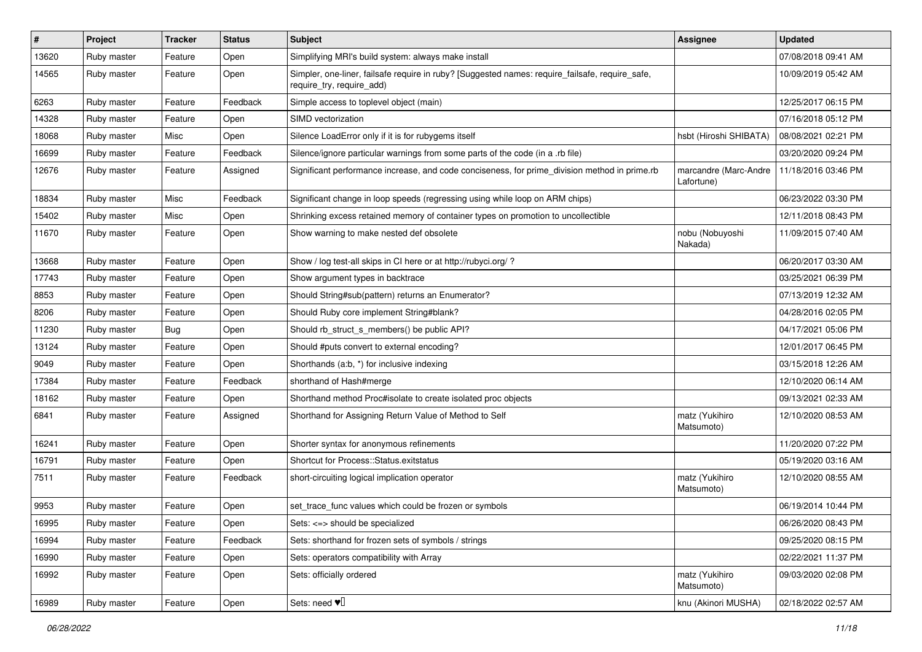| # | Project | Tracker | Status | Subject | Assignee | Updated |
|---|---|---|---|---|---|---|
| 13620 | Ruby master | Feature | Open | Simplifying MRI's build system: always make install | | 07/08/2018 09:41 AM |
| 14565 | Ruby master | Feature | Open | Simpler, one-liner, failsafe require in ruby? [Suggested names: require_failsafe, require_safe, require_try, require_add) | | 10/09/2019 05:42 AM |
| 6263 | Ruby master | Feature | Feedback | Simple access to toplevel object (main) | | 12/25/2017 06:15 PM |
| 14328 | Ruby master | Feature | Open | SIMD vectorization | | 07/16/2018 05:12 PM |
| 18068 | Ruby master | Misc | Open | Silence LoadError only if it is for rubygems itself | hsbt (Hiroshi SHIBATA) | 08/08/2021 02:21 PM |
| 16699 | Ruby master | Feature | Feedback | Silence/ignore particular warnings from some parts of the code (in a .rb file) | | 03/20/2020 09:24 PM |
| 12676 | Ruby master | Feature | Assigned | Significant performance increase, and code conciseness, for prime_division method in prime.rb | marcandre (Marc-Andre Lafortune) | 11/18/2016 03:46 PM |
| 18834 | Ruby master | Misc | Feedback | Significant change in loop speeds (regressing using while loop on ARM chips) | | 06/23/2022 03:30 PM |
| 15402 | Ruby master | Misc | Open | Shrinking excess retained memory of container types on promotion to uncollectible | | 12/11/2018 08:43 PM |
| 11670 | Ruby master | Feature | Open | Show warning to make nested def obsolete | nobu (Nobuyoshi Nakada) | 11/09/2015 07:40 AM |
| 13668 | Ruby master | Feature | Open | Show / log test-all skips in CI here or at http://rubyci.org/ ? | | 06/20/2017 03:30 AM |
| 17743 | Ruby master | Feature | Open | Show argument types in backtrace | | 03/25/2021 06:39 PM |
| 8853 | Ruby master | Feature | Open | Should String#sub(pattern) returns an Enumerator? | | 07/13/2019 12:32 AM |
| 8206 | Ruby master | Feature | Open | Should Ruby core implement String#blank? | | 04/28/2016 02:05 PM |
| 11230 | Ruby master | Bug | Open | Should rb_struct_s_members() be public API? | | 04/17/2021 05:06 PM |
| 13124 | Ruby master | Feature | Open | Should #puts convert to external encoding? | | 12/01/2017 06:45 PM |
| 9049 | Ruby master | Feature | Open | Shorthands (a:b, *) for inclusive indexing | | 03/15/2018 12:26 AM |
| 17384 | Ruby master | Feature | Feedback | shorthand of Hash#merge | | 12/10/2020 06:14 AM |
| 18162 | Ruby master | Feature | Open | Shorthand method Proc#isolate to create isolated proc objects | | 09/13/2021 02:33 AM |
| 6841 | Ruby master | Feature | Assigned | Shorthand for Assigning Return Value of Method to Self | matz (Yukihiro Matsumoto) | 12/10/2020 08:53 AM |
| 16241 | Ruby master | Feature | Open | Shorter syntax for anonymous refinements | | 11/20/2020 07:22 PM |
| 16791 | Ruby master | Feature | Open | Shortcut for Process::Status.exitstatus | | 05/19/2020 03:16 AM |
| 7511 | Ruby master | Feature | Feedback | short-circuiting logical implication operator | matz (Yukihiro Matsumoto) | 12/10/2020 08:55 AM |
| 9953 | Ruby master | Feature | Open | set_trace_func values which could be frozen or symbols | | 06/19/2014 10:44 PM |
| 16995 | Ruby master | Feature | Open | Sets: <=> should be specialized | | 06/26/2020 08:43 PM |
| 16994 | Ruby master | Feature | Feedback | Sets: shorthand for frozen sets of symbols / strings | | 09/25/2020 08:15 PM |
| 16990 | Ruby master | Feature | Open | Sets: operators compatibility with Array | | 02/22/2021 11:37 PM |
| 16992 | Ruby master | Feature | Open | Sets: officially ordered | matz (Yukihiro Matsumoto) | 09/03/2020 02:08 PM |
| 16989 | Ruby master | Feature | Open | Sets: need ♥️ | knu (Akinori MUSHA) | 02/18/2022 02:57 AM |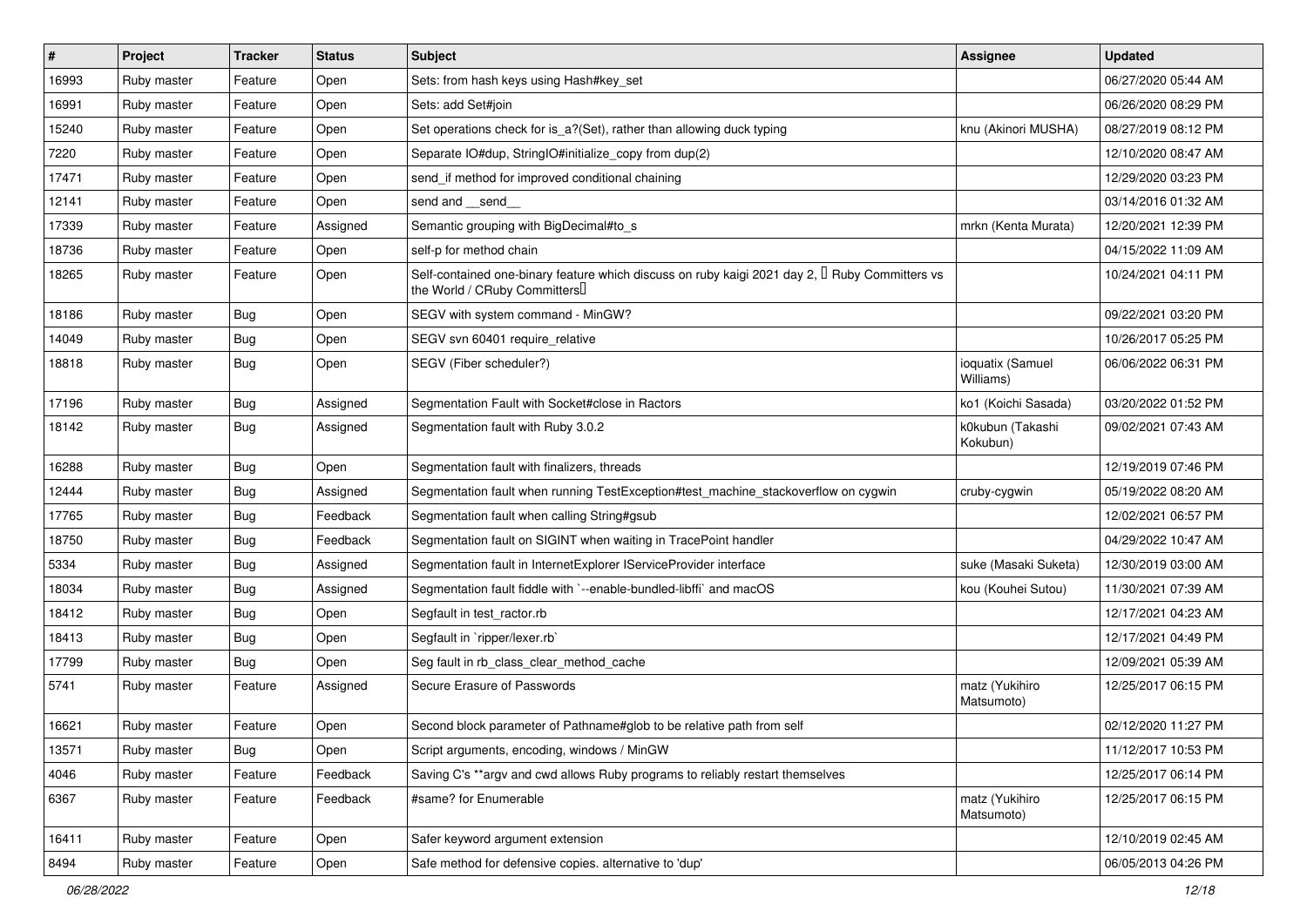| # | Project | Tracker | Status | Subject | Assignee | Updated |
|---|---|---|---|---|---|---|
| 16993 | Ruby master | Feature | Open | Sets: from hash keys using Hash#key_set | | 06/27/2020 05:44 AM |
| 16991 | Ruby master | Feature | Open | Sets: add Set#join | | 06/26/2020 08:29 PM |
| 15240 | Ruby master | Feature | Open | Set operations check for is_a?(Set), rather than allowing duck typing | knu (Akinori MUSHA) | 08/27/2019 08:12 PM |
| 7220 | Ruby master | Feature | Open | Separate IO#dup, StringIO#initialize_copy from dup(2) | | 12/10/2020 08:47 AM |
| 17471 | Ruby master | Feature | Open | send_if method for improved conditional chaining | | 12/29/2020 03:23 PM |
| 12141 | Ruby master | Feature | Open | send and __send__ | | 03/14/2016 01:32 AM |
| 17339 | Ruby master | Feature | Assigned | Semantic grouping with BigDecimal#to_s | mrkn (Kenta Murata) | 12/20/2021 12:39 PM |
| 18736 | Ruby master | Feature | Open | self-p for method chain | | 04/15/2022 11:09 AM |
| 18265 | Ruby master | Feature | Open | Self-contained one-binary feature which discuss on ruby kaigi 2021 day 2, 「Ruby Committers vs the World / CRuby Committers」 | | 10/24/2021 04:11 PM |
| 18186 | Ruby master | Bug | Open | SEGV with system command - MinGW? | | 09/22/2021 03:20 PM |
| 14049 | Ruby master | Bug | Open | SEGV svn 60401 require_relative | | 10/26/2017 05:25 PM |
| 18818 | Ruby master | Bug | Open | SEGV (Fiber scheduler?) | ioquatix (Samuel Williams) | 06/06/2022 06:31 PM |
| 17196 | Ruby master | Bug | Assigned | Segmentation Fault with Socket#close in Ractors | ko1 (Koichi Sasada) | 03/20/2022 01:52 PM |
| 18142 | Ruby master | Bug | Assigned | Segmentation fault with Ruby 3.0.2 | k0kubun (Takashi Kokubun) | 09/02/2021 07:43 AM |
| 16288 | Ruby master | Bug | Open | Segmentation fault with finalizers, threads | | 12/19/2019 07:46 PM |
| 12444 | Ruby master | Bug | Assigned | Segmentation fault when running TestException#test_machine_stackoverflow on cygwin | cruby-cygwin | 05/19/2022 08:20 AM |
| 17765 | Ruby master | Bug | Feedback | Segmentation fault when calling String#gsub | | 12/02/2021 06:57 PM |
| 18750 | Ruby master | Bug | Feedback | Segmentation fault on SIGINT when waiting in TracePoint handler | | 04/29/2022 10:47 AM |
| 5334 | Ruby master | Bug | Assigned | Segmentation fault in InternetExplorer IServiceProvider interface | suke (Masaki Suketa) | 12/30/2019 03:00 AM |
| 18034 | Ruby master | Bug | Assigned | Segmentation fault fiddle with `--enable-bundled-libffi` and macOS | kou (Kouhei Sutou) | 11/30/2021 07:39 AM |
| 18412 | Ruby master | Bug | Open | Segfault in test_ractor.rb | | 12/17/2021 04:23 AM |
| 18413 | Ruby master | Bug | Open | Segfault in `ripper/lexer.rb` | | 12/17/2021 04:49 PM |
| 17799 | Ruby master | Bug | Open | Seg fault in rb_class_clear_method_cache | | 12/09/2021 05:39 AM |
| 5741 | Ruby master | Feature | Assigned | Secure Erasure of Passwords | matz (Yukihiro Matsumoto) | 12/25/2017 06:15 PM |
| 16621 | Ruby master | Feature | Open | Second block parameter of Pathname#glob to be relative path from self | | 02/12/2020 11:27 PM |
| 13571 | Ruby master | Bug | Open | Script arguments, encoding, windows / MinGW | | 11/12/2017 10:53 PM |
| 4046 | Ruby master | Feature | Feedback | Saving C's **argv and cwd allows Ruby programs to reliably restart themselves | | 12/25/2017 06:14 PM |
| 6367 | Ruby master | Feature | Feedback | #same? for Enumerable | matz (Yukihiro Matsumoto) | 12/25/2017 06:15 PM |
| 16411 | Ruby master | Feature | Open | Safer keyword argument extension | | 12/10/2019 02:45 AM |
| 8494 | Ruby master | Feature | Open | Safe method for defensive copies. alternative to 'dup' | | 06/05/2013 04:26 PM |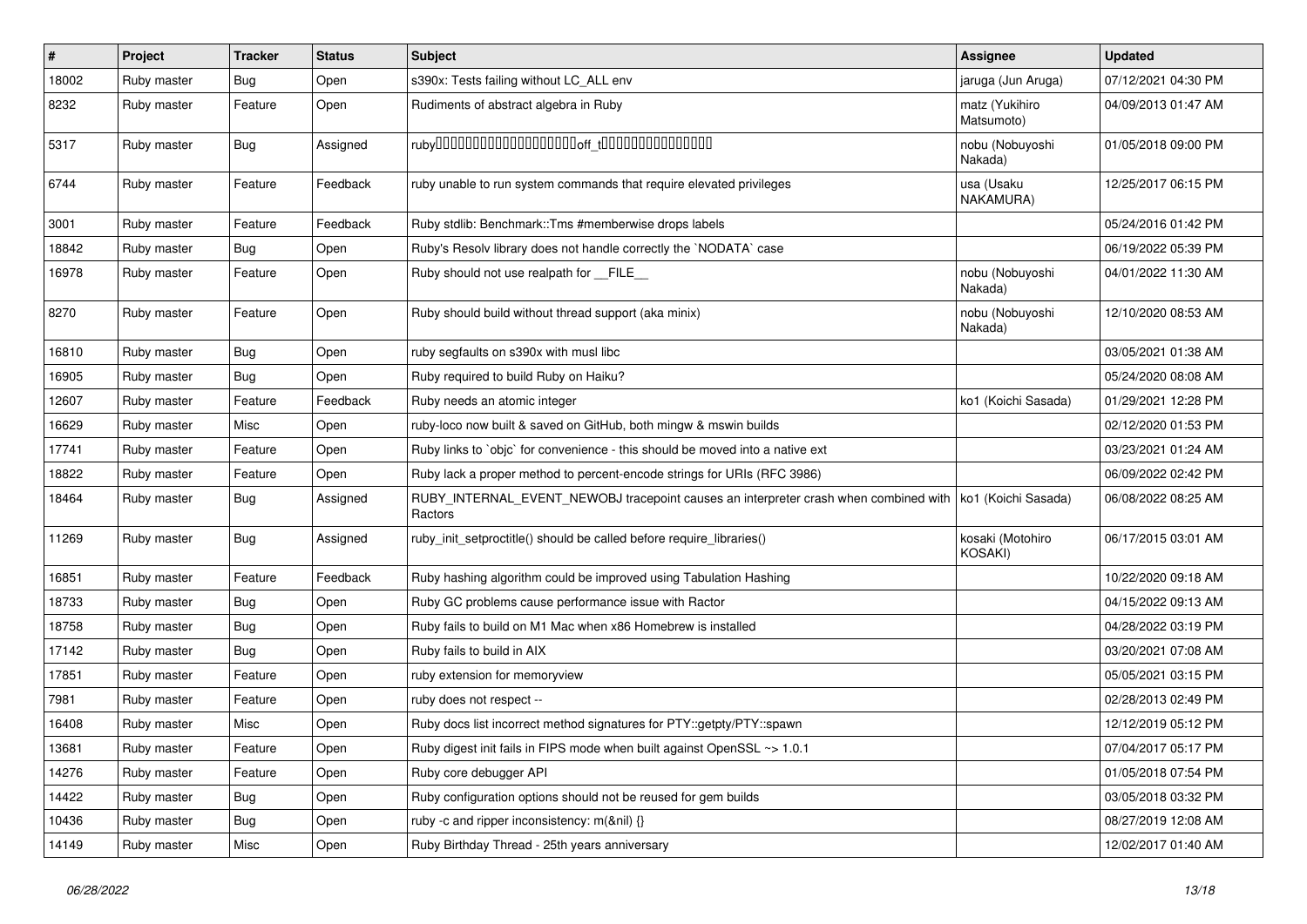| # | Project | Tracker | Status | Subject | Assignee | Updated |
|---|---|---|---|---|---|---|
| 18002 | Ruby master | Bug | Open | s390x: Tests failing without LC_ALL env | jaruga (Jun Aruga) | 07/12/2021 04:30 PM |
| 8232 | Ruby master | Feature | Open | Rudiments of abstract algebra in Ruby | matz (Yukihiro Matsumoto) | 04/09/2013 01:47 AM |
| 5317 | Ruby master | Bug | Assigned | ruby□□□□□□□□□□□□□□□□□□□□off_t□□□□□□□□□□□□□□□□ | nobu (Nobuyoshi Nakada) | 01/05/2018 09:00 PM |
| 6744 | Ruby master | Feature | Feedback | ruby unable to run system commands that require elevated privileges | usa (Usaku NAKAMURA) | 12/25/2017 06:15 PM |
| 3001 | Ruby master | Feature | Feedback | Ruby stdlib: Benchmark::Tms #memberwise drops labels | | 05/24/2016 01:42 PM |
| 18842 | Ruby master | Bug | Open | Ruby's Resolv library does not handle correctly the `NODATA` case | | 06/19/2022 05:39 PM |
| 16978 | Ruby master | Feature | Open | Ruby should not use realpath for __FILE__ | nobu (Nobuyoshi Nakada) | 04/01/2022 11:30 AM |
| 8270 | Ruby master | Feature | Open | Ruby should build without thread support (aka minix) | nobu (Nobuyoshi Nakada) | 12/10/2020 08:53 AM |
| 16810 | Ruby master | Bug | Open | ruby segfaults on s390x with musl libc | | 03/05/2021 01:38 AM |
| 16905 | Ruby master | Bug | Open | Ruby required to build Ruby on Haiku? | | 05/24/2020 08:08 AM |
| 12607 | Ruby master | Feature | Feedback | Ruby needs an atomic integer | ko1 (Koichi Sasada) | 01/29/2021 12:28 PM |
| 16629 | Ruby master | Misc | Open | ruby-loco now built & saved on GitHub, both mingw & mswin builds | | 02/12/2020 01:53 PM |
| 17741 | Ruby master | Feature | Open | Ruby links to `objc` for convenience - this should be moved into a native ext | | 03/23/2021 01:24 AM |
| 18822 | Ruby master | Feature | Open | Ruby lack a proper method to percent-encode strings for URIs (RFC 3986) | | 06/09/2022 02:42 PM |
| 18464 | Ruby master | Bug | Assigned | RUBY_INTERNAL_EVENT_NEWOBJ tracepoint causes an interpreter crash when combined with Ractors | ko1 (Koichi Sasada) | 06/08/2022 08:25 AM |
| 11269 | Ruby master | Bug | Assigned | ruby_init_setproctitle() should be called before require_libraries() | kosaki (Motohiro KOSAKI) | 06/17/2015 03:01 AM |
| 16851 | Ruby master | Feature | Feedback | Ruby hashing algorithm could be improved using Tabulation Hashing | | 10/22/2020 09:18 AM |
| 18733 | Ruby master | Bug | Open | Ruby GC problems cause performance issue with Ractor | | 04/15/2022 09:13 AM |
| 18758 | Ruby master | Bug | Open | Ruby fails to build on M1 Mac when x86 Homebrew is installed | | 04/28/2022 03:19 PM |
| 17142 | Ruby master | Bug | Open | Ruby fails to build in AIX | | 03/20/2021 07:08 AM |
| 17851 | Ruby master | Feature | Open | ruby extension for memoryview | | 05/05/2021 03:15 PM |
| 7981 | Ruby master | Feature | Open | ruby does not respect -- | | 02/28/2013 02:49 PM |
| 16408 | Ruby master | Misc | Open | Ruby docs list incorrect method signatures for PTY::getpty/PTY::spawn | | 12/12/2019 05:12 PM |
| 13681 | Ruby master | Feature | Open | Ruby digest init fails in FIPS mode when built against OpenSSL ~> 1.0.1 | | 07/04/2017 05:17 PM |
| 14276 | Ruby master | Feature | Open | Ruby core debugger API | | 01/05/2018 07:54 PM |
| 14422 | Ruby master | Bug | Open | Ruby configuration options should not be reused for gem builds | | 03/05/2018 03:32 PM |
| 10436 | Ruby master | Bug | Open | ruby -c and ripper inconsistency: m(&nil) {} | | 08/27/2019 12:08 AM |
| 14149 | Ruby master | Misc | Open | Ruby Birthday Thread - 25th years anniversary | | 12/02/2017 01:40 AM |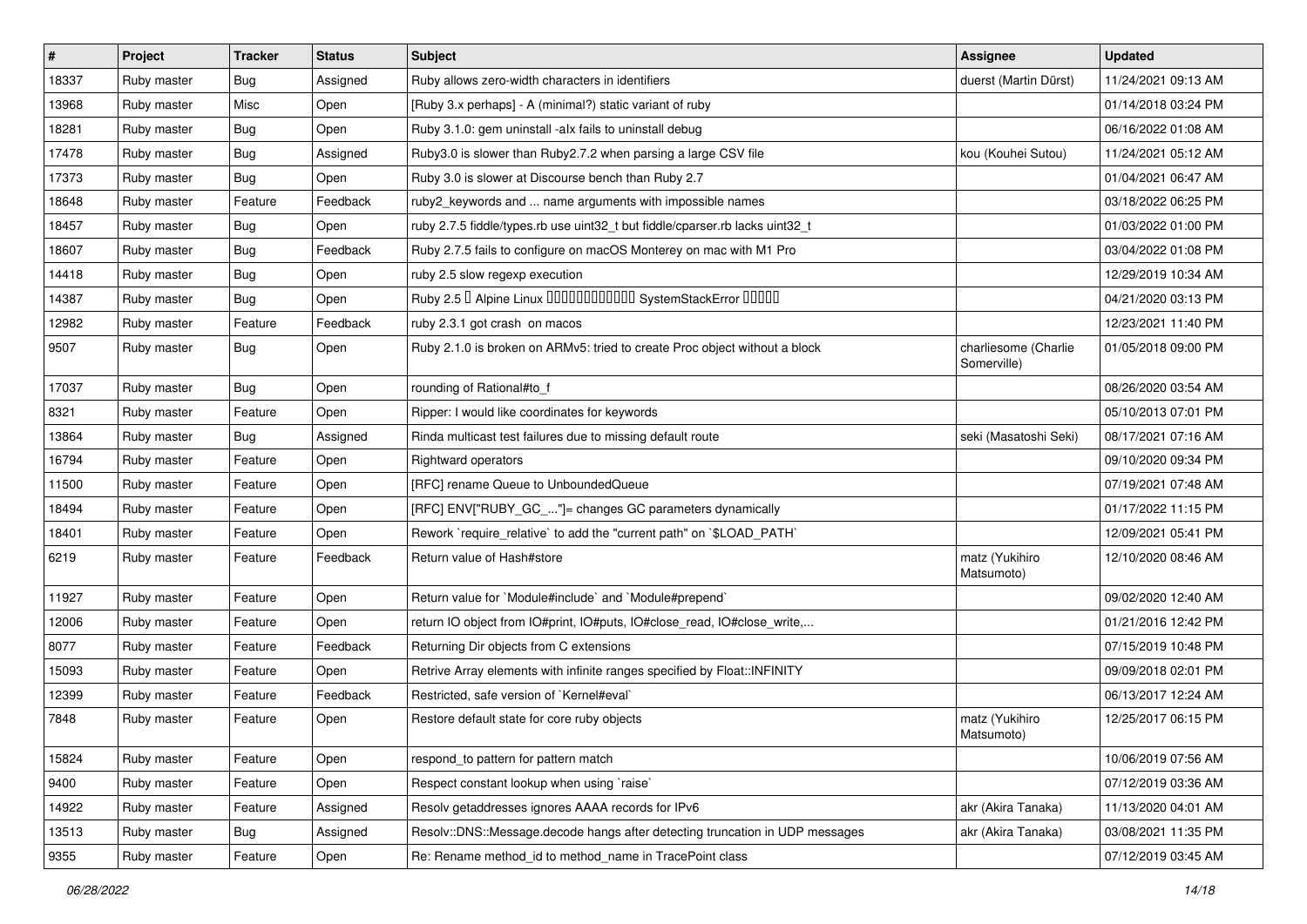| # | Project | Tracker | Status | Subject | Assignee | Updated |
|---|---|---|---|---|---|---|
| 18337 | Ruby master | Bug | Assigned | Ruby allows zero-width characters in identifiers | duerst (Martin Dürst) | 11/24/2021 09:13 AM |
| 13968 | Ruby master | Misc | Open | [Ruby 3.x perhaps] - A (minimal?) static variant of ruby | | 01/14/2018 03:24 PM |
| 18281 | Ruby master | Bug | Open | Ruby 3.1.0: gem uninstall -alx fails to uninstall debug | | 06/16/2022 01:08 AM |
| 17478 | Ruby master | Bug | Assigned | Ruby3.0 is slower than Ruby2.7.2 when parsing a large CSV file | kou (Kouhei Sutou) | 11/24/2021 05:12 AM |
| 17373 | Ruby master | Bug | Open | Ruby 3.0 is slower at Discourse bench than Ruby 2.7 | | 01/04/2021 06:47 AM |
| 18648 | Ruby master | Feature | Feedback | ruby2_keywords and ... name arguments with impossible names | | 03/18/2022 06:25 PM |
| 18457 | Ruby master | Bug | Open | ruby 2.7.5 fiddle/types.rb use uint32_t but fiddle/cparser.rb lacks uint32_t | | 01/03/2022 01:00 PM |
| 18607 | Ruby master | Bug | Feedback | Ruby 2.7.5 fails to configure on macOS Monterey on mac with M1 Pro | | 03/04/2022 01:08 PM |
| 14418 | Ruby master | Bug | Open | ruby 2.5 slow regexp execution | | 12/29/2019 10:34 AM |
| 14387 | Ruby master | Bug | Open | Ruby 2.5 � Alpine Linux ������������ SystemStackError ����� | | 04/21/2020 03:13 PM |
| 12982 | Ruby master | Feature | Feedback | ruby 2.3.1 got crash on macos | | 12/23/2021 11:40 PM |
| 9507 | Ruby master | Bug | Open | Ruby 2.1.0 is broken on ARMv5: tried to create Proc object without a block | charliesome (Charlie Somerville) | 01/05/2018 09:00 PM |
| 17037 | Ruby master | Bug | Open | rounding of Rational#to_f | | 08/26/2020 03:54 AM |
| 8321 | Ruby master | Feature | Open | Ripper: I would like coordinates for keywords | | 05/10/2013 07:01 PM |
| 13864 | Ruby master | Bug | Assigned | Rinda multicast test failures due to missing default route | seki (Masatoshi Seki) | 08/17/2021 07:16 AM |
| 16794 | Ruby master | Feature | Open | Rightward operators | | 09/10/2020 09:34 PM |
| 11500 | Ruby master | Feature | Open | [RFC] rename Queue to UnboundedQueue | | 07/19/2021 07:48 AM |
| 18494 | Ruby master | Feature | Open | [RFC] ENV["RUBY_GC_..."]= changes GC parameters dynamically | | 01/17/2022 11:15 PM |
| 18401 | Ruby master | Feature | Open | Rework `require_relative` to add the "current path" on `$LOAD_PATH` | | 12/09/2021 05:41 PM |
| 6219 | Ruby master | Feature | Feedback | Return value of Hash#store | matz (Yukihiro Matsumoto) | 12/10/2020 08:46 AM |
| 11927 | Ruby master | Feature | Open | Return value for `Module#include` and `Module#prepend` | | 09/02/2020 12:40 AM |
| 12006 | Ruby master | Feature | Open | return IO object from IO#print, IO#puts, IO#close_read, IO#close_write,... | | 01/21/2016 12:42 PM |
| 8077 | Ruby master | Feature | Feedback | Returning Dir objects from C extensions | | 07/15/2019 10:48 PM |
| 15093 | Ruby master | Feature | Open | Retrive Array elements with infinite ranges specified by Float::INFINITY | | 09/09/2018 02:01 PM |
| 12399 | Ruby master | Feature | Feedback | Restricted, safe version of `Kernel#eval` | | 06/13/2017 12:24 AM |
| 7848 | Ruby master | Feature | Open | Restore default state for core ruby objects | matz (Yukihiro Matsumoto) | 12/25/2017 06:15 PM |
| 15824 | Ruby master | Feature | Open | respond_to pattern for pattern match | | 10/06/2019 07:56 AM |
| 9400 | Ruby master | Feature | Open | Respect constant lookup when using `raise` | | 07/12/2019 03:36 AM |
| 14922 | Ruby master | Feature | Assigned | Resolv getaddresses ignores AAAA records for IPv6 | akr (Akira Tanaka) | 11/13/2020 04:01 AM |
| 13513 | Ruby master | Bug | Assigned | Resolv::DNS::Message.decode hangs after detecting truncation in UDP messages | akr (Akira Tanaka) | 03/08/2021 11:35 PM |
| 9355 | Ruby master | Feature | Open | Re: Rename method_id to method_name in TracePoint class | | 07/12/2019 03:45 AM |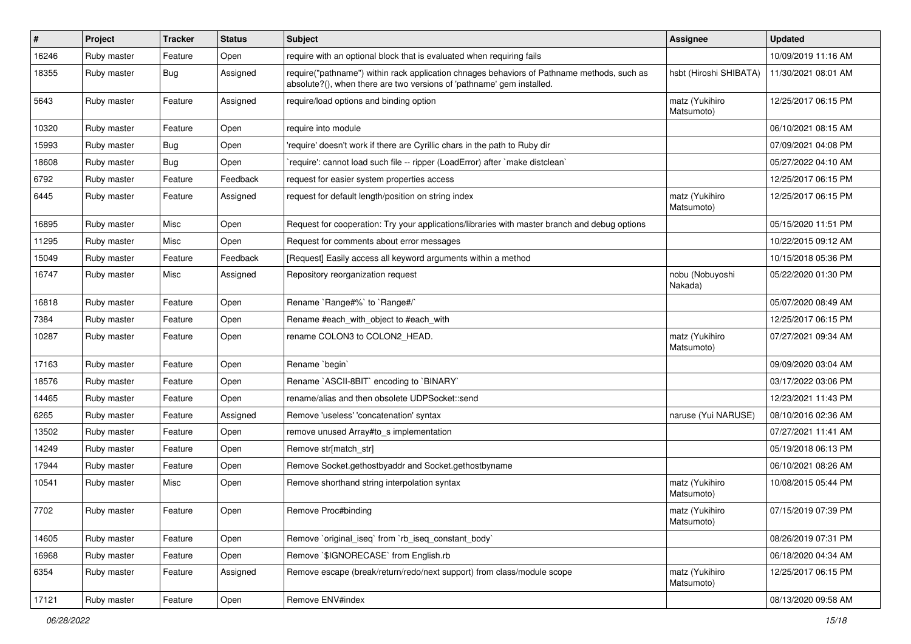| # | Project | Tracker | Status | Subject | Assignee | Updated |
|---|---|---|---|---|---|---|
| 16246 | Ruby master | Feature | Open | require with an optional block that is evaluated when requiring fails | | 10/09/2019 11:16 AM |
| 18355 | Ruby master | Bug | Assigned | require("pathname") within rack application chnages behaviors of Pathname methods, such as absolute?(), when there are two versions of 'pathname' gem installed. | hsbt (Hiroshi SHIBATA) | 11/30/2021 08:01 AM |
| 5643 | Ruby master | Feature | Assigned | require/load options and binding option | matz (Yukihiro Matsumoto) | 12/25/2017 06:15 PM |
| 10320 | Ruby master | Feature | Open | require into module | | 06/10/2021 08:15 AM |
| 15993 | Ruby master | Bug | Open | 'require' doesn't work if there are Cyrillic chars in the path to Ruby dir | | 07/09/2021 04:08 PM |
| 18608 | Ruby master | Bug | Open | `require': cannot load such file -- ripper (LoadError) after `make distclean` | | 05/27/2022 04:10 AM |
| 6792 | Ruby master | Feature | Feedback | request for easier system properties access | | 12/25/2017 06:15 PM |
| 6445 | Ruby master | Feature | Assigned | request for default length/position on string index | matz (Yukihiro Matsumoto) | 12/25/2017 06:15 PM |
| 16895 | Ruby master | Misc | Open | Request for cooperation: Try your applications/libraries with master branch and debug options | | 05/15/2020 11:51 PM |
| 11295 | Ruby master | Misc | Open | Request for comments about error messages | | 10/22/2015 09:12 AM |
| 15049 | Ruby master | Feature | Feedback | [Request] Easily access all keyword arguments within a method | | 10/15/2018 05:36 PM |
| 16747 | Ruby master | Misc | Assigned | Repository reorganization request | nobu (Nobuyoshi Nakada) | 05/22/2020 01:30 PM |
| 16818 | Ruby master | Feature | Open | Rename `Range#%` to `Range#/` | | 05/07/2020 08:49 AM |
| 7384 | Ruby master | Feature | Open | Rename #each_with_object to #each_with | | 12/25/2017 06:15 PM |
| 10287 | Ruby master | Feature | Open | rename COLON3 to COLON2_HEAD. | matz (Yukihiro Matsumoto) | 07/27/2021 09:34 AM |
| 17163 | Ruby master | Feature | Open | Rename `begin` | | 09/09/2020 03:04 AM |
| 18576 | Ruby master | Feature | Open | Rename `ASCII-8BIT` encoding to `BINARY` | | 03/17/2022 03:06 PM |
| 14465 | Ruby master | Feature | Open | rename/alias and then obsolete UDPSocket::send | | 12/23/2021 11:43 PM |
| 6265 | Ruby master | Feature | Assigned | Remove 'useless' 'concatenation' syntax | naruse (Yui NARUSE) | 08/10/2016 02:36 AM |
| 13502 | Ruby master | Feature | Open | remove unused Array#to_s implementation | | 07/27/2021 11:41 AM |
| 14249 | Ruby master | Feature | Open | Remove str[match_str] | | 05/19/2018 06:13 PM |
| 17944 | Ruby master | Feature | Open | Remove Socket.gethostbyaddr and Socket.gethostbyname | | 06/10/2021 08:26 AM |
| 10541 | Ruby master | Misc | Open | Remove shorthand string interpolation syntax | matz (Yukihiro Matsumoto) | 10/08/2015 05:44 PM |
| 7702 | Ruby master | Feature | Open | Remove Proc#binding | matz (Yukihiro Matsumoto) | 07/15/2019 07:39 PM |
| 14605 | Ruby master | Feature | Open | Remove `original_iseq` from `rb_iseq_constant_body` | | 08/26/2019 07:31 PM |
| 16968 | Ruby master | Feature | Open | Remove `$IGNORECASE` from English.rb | | 06/18/2020 04:34 AM |
| 6354 | Ruby master | Feature | Assigned | Remove escape (break/return/redo/next support) from class/module scope | matz (Yukihiro Matsumoto) | 12/25/2017 06:15 PM |
| 17121 | Ruby master | Feature | Open | Remove ENV#index | | 08/13/2020 09:58 AM |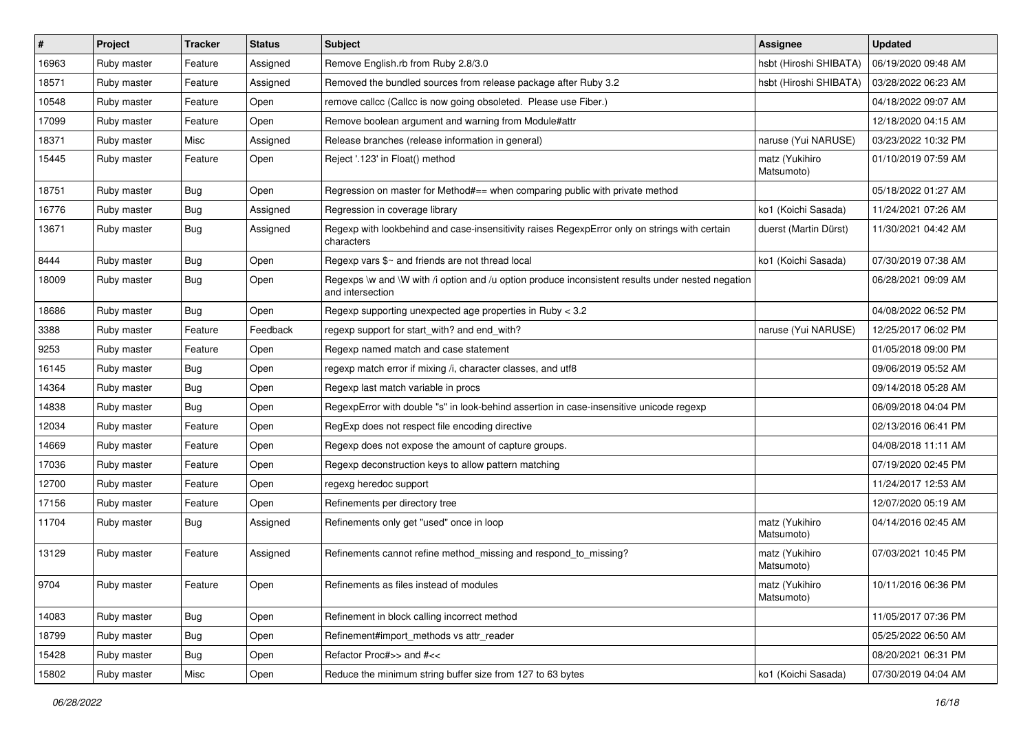| # | Project | Tracker | Status | Subject | Assignee | Updated |
|---|---|---|---|---|---|---|
| 16963 | Ruby master | Feature | Assigned | Remove English.rb from Ruby 2.8/3.0 | hsbt (Hiroshi SHIBATA) | 06/19/2020 09:48 AM |
| 18571 | Ruby master | Feature | Assigned | Removed the bundled sources from release package after Ruby 3.2 | hsbt (Hiroshi SHIBATA) | 03/28/2022 06:23 AM |
| 10548 | Ruby master | Feature | Open | remove callcc (Callcc is now going obsoleted. Please use Fiber.) | | 04/18/2022 09:07 AM |
| 17099 | Ruby master | Feature | Open | Remove boolean argument and warning from Module#attr | | 12/18/2020 04:15 AM |
| 18371 | Ruby master | Misc | Assigned | Release branches (release information in general) | naruse (Yui NARUSE) | 03/23/2022 10:32 PM |
| 15445 | Ruby master | Feature | Open | Reject '.123' in Float() method | matz (Yukihiro Matsumoto) | 01/10/2019 07:59 AM |
| 18751 | Ruby master | Bug | Open | Regression on master for Method#== when comparing public with private method | | 05/18/2022 01:27 AM |
| 16776 | Ruby master | Bug | Assigned | Regression in coverage library | ko1 (Koichi Sasada) | 11/24/2021 07:26 AM |
| 13671 | Ruby master | Bug | Assigned | Regexp with lookbehind and case-insensitivity raises RegexpError only on strings with certain characters | duerst (Martin Dürst) | 11/30/2021 04:42 AM |
| 8444 | Ruby master | Bug | Open | Regexp vars $~ and friends are not thread local | ko1 (Koichi Sasada) | 07/30/2019 07:38 AM |
| 18009 | Ruby master | Bug | Open | Regexps \w and \W with /i option and /u option produce inconsistent results under nested negation and intersection | | 06/28/2021 09:09 AM |
| 18686 | Ruby master | Bug | Open | Regexp supporting unexpected age properties in Ruby < 3.2 | | 04/08/2022 06:52 PM |
| 3388 | Ruby master | Feature | Feedback | regexp support for start_with? and end_with? | naruse (Yui NARUSE) | 12/25/2017 06:02 PM |
| 9253 | Ruby master | Feature | Open | Regexp named match and case statement | | 01/05/2018 09:00 PM |
| 16145 | Ruby master | Bug | Open | regexp match error if mixing /i, character classes, and utf8 | | 09/06/2019 05:52 AM |
| 14364 | Ruby master | Bug | Open | Regexp last match variable in procs | | 09/14/2018 05:28 AM |
| 14838 | Ruby master | Bug | Open | RegexpError with double "s" in look-behind assertion in case-insensitive unicode regexp | | 06/09/2018 04:04 PM |
| 12034 | Ruby master | Feature | Open | RegExp does not respect file encoding directive | | 02/13/2016 06:41 PM |
| 14669 | Ruby master | Feature | Open | Regexp does not expose the amount of capture groups. | | 04/08/2018 11:11 AM |
| 17036 | Ruby master | Feature | Open | Regexp deconstruction keys to allow pattern matching | | 07/19/2020 02:45 PM |
| 12700 | Ruby master | Feature | Open | regexg heredoc support | | 11/24/2017 12:53 AM |
| 17156 | Ruby master | Feature | Open | Refinements per directory tree | | 12/07/2020 05:19 AM |
| 11704 | Ruby master | Bug | Assigned | Refinements only get "used" once in loop | matz (Yukihiro Matsumoto) | 04/14/2016 02:45 AM |
| 13129 | Ruby master | Feature | Assigned | Refinements cannot refine method_missing and respond_to_missing? | matz (Yukihiro Matsumoto) | 07/03/2021 10:45 PM |
| 9704 | Ruby master | Feature | Open | Refinements as files instead of modules | matz (Yukihiro Matsumoto) | 10/11/2016 06:36 PM |
| 14083 | Ruby master | Bug | Open | Refinement in block calling incorrect method | | 11/05/2017 07:36 PM |
| 18799 | Ruby master | Bug | Open | Refinement#import_methods vs attr_reader | | 05/25/2022 06:50 AM |
| 15428 | Ruby master | Bug | Open | Refactor Proc#>> and #<< | | 08/20/2021 06:31 PM |
| 15802 | Ruby master | Misc | Open | Reduce the minimum string buffer size from 127 to 63 bytes | ko1 (Koichi Sasada) | 07/30/2019 04:04 AM |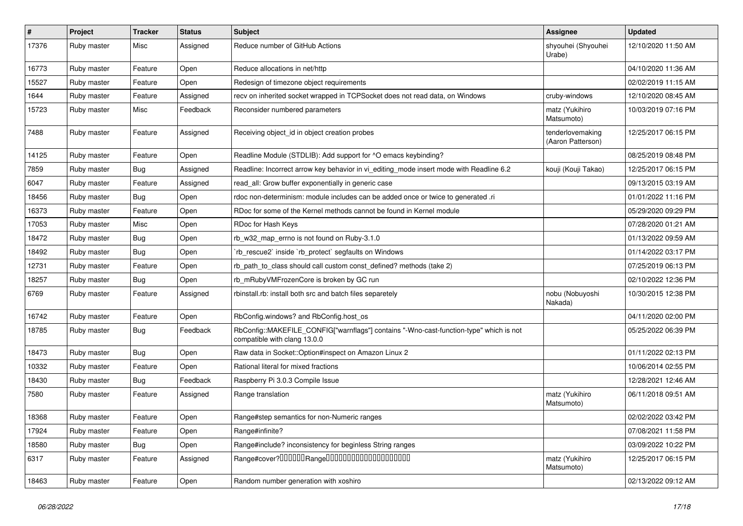| # | Project | Tracker | Status | Subject | Assignee | Updated |
|---|---|---|---|---|---|---|
| 17376 | Ruby master | Misc | Assigned | Reduce number of GitHub Actions | shyouhei (Shyouhei Urabe) | 12/10/2020 11:50 AM |
| 16773 | Ruby master | Feature | Open | Reduce allocations in net/http | | 04/10/2020 11:36 AM |
| 15527 | Ruby master | Feature | Open | Redesign of timezone object requirements | | 02/02/2019 11:15 AM |
| 1644 | Ruby master | Feature | Assigned | recv on inherited socket wrapped in TCPSocket does not read data, on Windows | cruby-windows | 12/10/2020 08:45 AM |
| 15723 | Ruby master | Misc | Feedback | Reconsider numbered parameters | matz (Yukihiro Matsumoto) | 10/03/2019 07:16 PM |
| 7488 | Ruby master | Feature | Assigned | Receiving object_id in object creation probes | tenderlovemaking (Aaron Patterson) | 12/25/2017 06:15 PM |
| 14125 | Ruby master | Feature | Open | Readline Module (STDLIB): Add support for ^O emacs keybinding? | | 08/25/2019 08:48 PM |
| 7859 | Ruby master | Bug | Assigned | Readline: Incorrect arrow key behavior in vi_editing_mode insert mode with Readline 6.2 | kouji (Kouji Takao) | 12/25/2017 06:15 PM |
| 6047 | Ruby master | Feature | Assigned | read_all: Grow buffer exponentially in generic case | | 09/13/2015 03:19 AM |
| 18456 | Ruby master | Bug | Open | rdoc non-determinism: module includes can be added once or twice to generated .ri | | 01/01/2022 11:16 PM |
| 16373 | Ruby master | Feature | Open | RDoc for some of the Kernel methods cannot be found in Kernel module | | 05/29/2020 09:29 PM |
| 17053 | Ruby master | Misc | Open | RDoc for Hash Keys | | 07/28/2020 01:21 AM |
| 18472 | Ruby master | Bug | Open | rb_w32_map_errno is not found on Ruby-3.1.0 | | 01/13/2022 09:59 AM |
| 18492 | Ruby master | Bug | Open | `rb_rescue2` inside `rb_protect` segfaults on Windows | | 01/14/2022 03:17 PM |
| 12731 | Ruby master | Feature | Open | rb_path_to_class should call custom const_defined? methods (take 2) | | 07/25/2019 06:13 PM |
| 18257 | Ruby master | Bug | Open | rb_mRubyVMFrozenCore is broken by GC run | | 02/10/2022 12:36 PM |
| 6769 | Ruby master | Feature | Assigned | rbinstall.rb: install both src and batch files separetely | nobu (Nobuyoshi Nakada) | 10/30/2015 12:38 PM |
| 16742 | Ruby master | Feature | Open | RbConfig.windows? and RbConfig.host_os | | 04/11/2020 02:00 PM |
| 18785 | Ruby master | Bug | Feedback | RbConfig::MAKEFILE_CONFIG["warnflags"] contains "-Wno-cast-function-type" which is not compatible with clang 13.0.0 | | 05/25/2022 06:39 PM |
| 18473 | Ruby master | Bug | Open | Raw data in Socket::Option#inspect on Amazon Linux 2 | | 01/11/2022 02:13 PM |
| 10332 | Ruby master | Feature | Open | Rational literal for mixed fractions | | 10/06/2014 02:55 PM |
| 18430 | Ruby master | Bug | Feedback | Raspberry Pi 3.0.3 Compile Issue | | 12/28/2021 12:46 AM |
| 7580 | Ruby master | Feature | Assigned | Range translation | matz (Yukihiro Matsumoto) | 06/11/2018 09:51 AM |
| 18368 | Ruby master | Feature | Open | Range#step semantics for non-Numeric ranges | | 02/02/2022 03:42 PM |
| 17924 | Ruby master | Feature | Open | Range#infinite? | | 07/08/2021 11:58 PM |
| 18580 | Ruby master | Bug | Open | Range#include? inconsistency for beginless String ranges | | 03/09/2022 10:22 PM |
| 6317 | Ruby master | Feature | Assigned | Range#cover?□□□□□□Range□□□□□□□□□□□□□□□□□□□□ | matz (Yukihiro Matsumoto) | 12/25/2017 06:15 PM |
| 18463 | Ruby master | Feature | Open | Random number generation with xoshiro | | 02/13/2022 09:12 AM |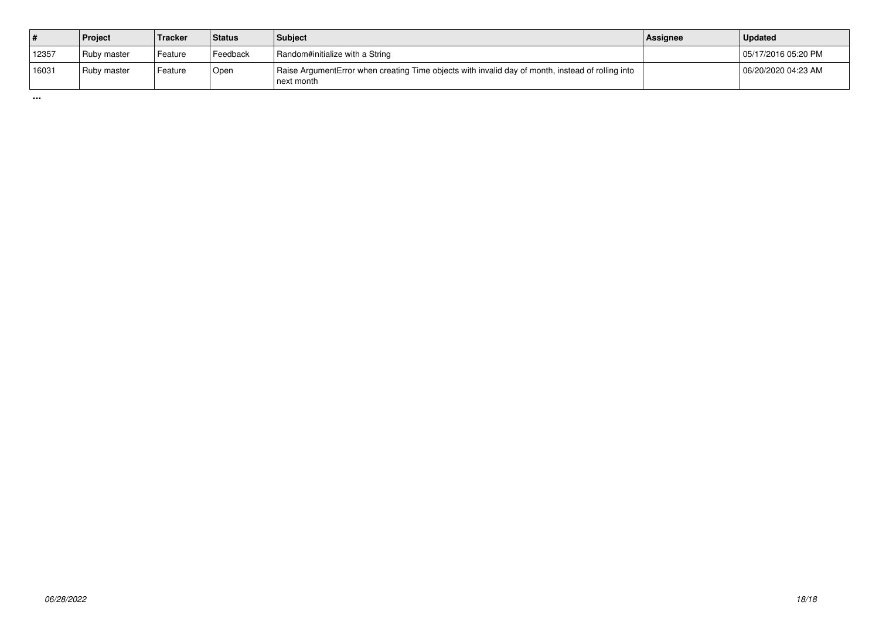| # | Project | Tracker | Status | Subject | Assignee | Updated |
|---|---|---|---|---|---|---|
| 12357 | Ruby master | Feature | Feedback | Random#initialize with a String | | 05/17/2016 05:20 PM |
| 16031 | Ruby master | Feature | Open | Raise ArgumentError when creating Time objects with invalid day of month, instead of rolling into next month | | 06/20/2020 04:23 AM |

...